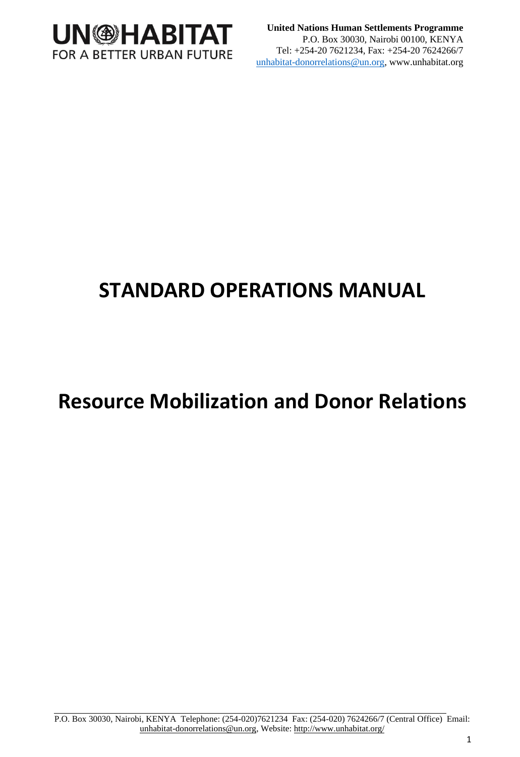**UN-HABITAT**
FOR A BETTER URBAN FUTURE

**United Nations Human Settlements Programme**
P.O. Box 30030, Nairobi 00100, KENYA
Tel: +254-20 7621234, Fax: +254-20 7624266/7
unhabitat-donorrelations@un.org, www.unhabitat.org

# STANDARD OPERATIONS MANUAL

# Resource Mobilization and Donor Relations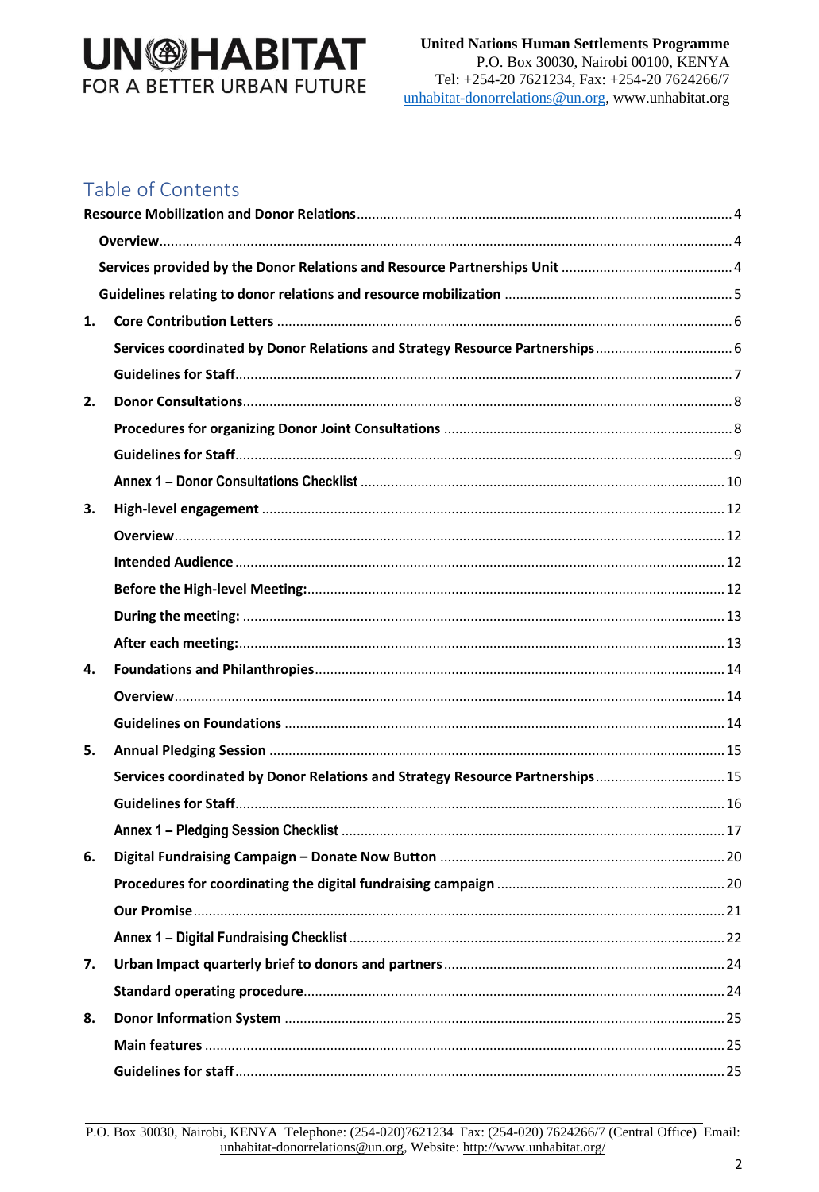# Table of Contents

- **Resource Mobilization and Donor Relations** .... 4
  - **Overview** .... 4
  - **Services provided by the Donor Relations and Resource Partnerships Unit** .... 4
  - **Guidelines relating to donor relations and resource mobilization** .... 5
- **1. Core Contribution Letters** .... 6
  - **Services coordinated by Donor Relations and Strategy Resource Partnerships** .... 6
  - **Guidelines for Staff** .... 7
- **2. Donor Consultations** .... 8
  - **Procedures for organizing Donor Joint Consultations** .... 8
  - **Guidelines for Staff** .... 9
  - **Annex 1 – Donor Consultations Checklist** .... 10
- **3. High-level engagement** .... 12
  - **Overview** .... 12
  - **Intended Audience** .... 12
  - **Before the High-level Meeting:** .... 12
  - **During the meeting:** .... 13
  - **After each meeting:** .... 13
- **4. Foundations and Philanthropies** .... 14
  - **Overview** .... 14
  - **Guidelines on Foundations** .... 14
- **5. Annual Pledging Session** .... 15
  - **Services coordinated by Donor Relations and Strategy Resource Partnerships** .... 15
  - **Guidelines for Staff** .... 16
  - **Annex 1 – Pledging Session Checklist** .... 17
- **6. Digital Fundraising Campaign – Donate Now Button** .... 20
  - **Procedures for coordinating the digital fundraising campaign** .... 20
  - **Our Promise** .... 21
  - **Annex 1 – Digital Fundraising Checklist** .... 22
- **7. Urban Impact quarterly brief to donors and partners** .... 24
  - **Standard operating procedure** .... 24
- **8. Donor Information System** .... 25
  - **Main features** .... 25
  - **Guidelines for staff** .... 25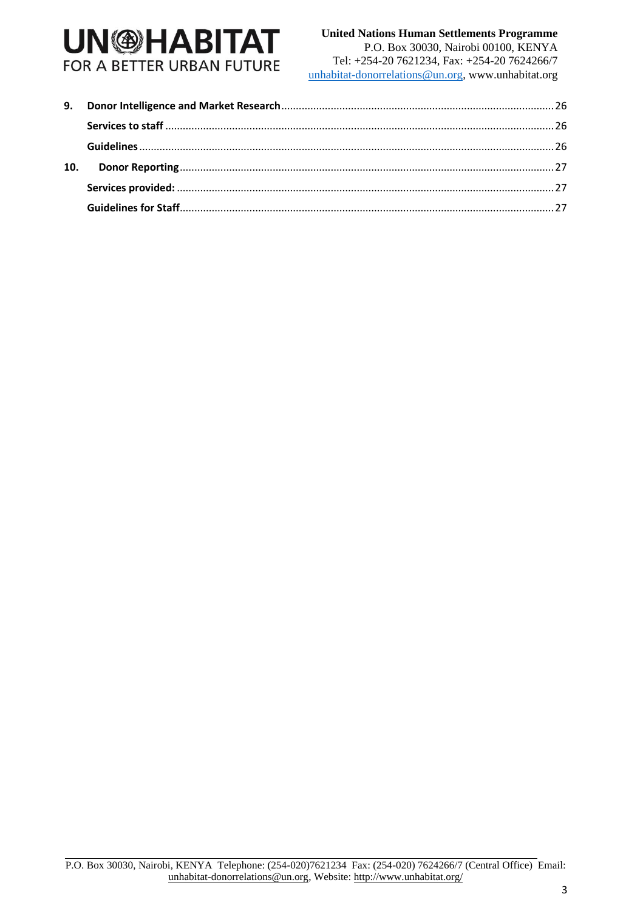**9. Donor Intelligence and Market Research** ........ 26

**Services to staff** ........ 26

**Guidelines** ........ 26

**10. Donor Reporting** ........ 27

**Services provided:** ........ 27

**Guidelines for Staff** ........ 27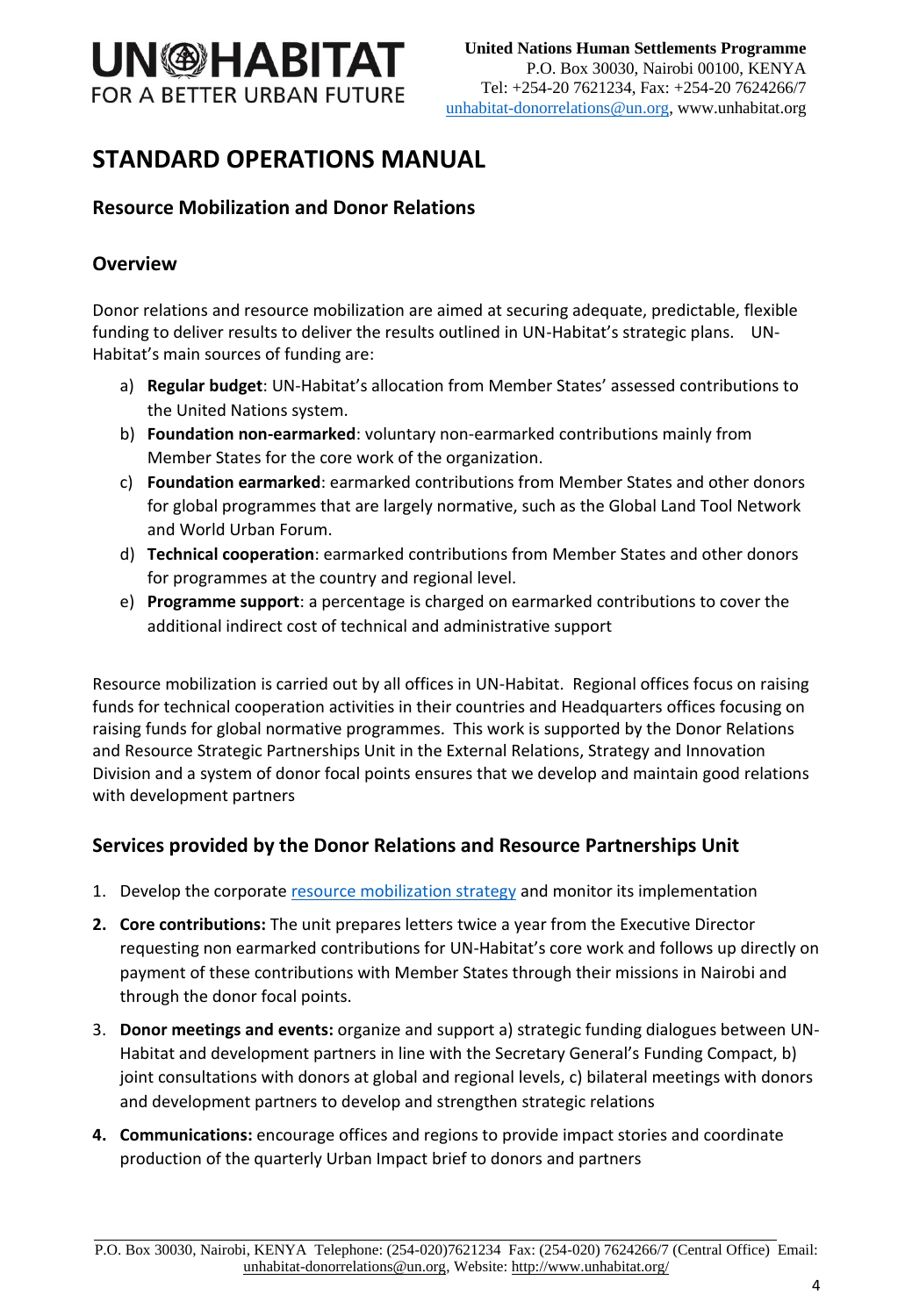# STANDARD OPERATIONS MANUAL

## Resource Mobilization and Donor Relations

## Overview

Donor relations and resource mobilization are aimed at securing adequate, predictable, flexible funding to deliver results to deliver the results outlined in UN-Habitat's strategic plans. UN-Habitat's main sources of funding are:

a) **Regular budget**: UN-Habitat's allocation from Member States' assessed contributions to the United Nations system.
b) **Foundation non-earmarked**: voluntary non-earmarked contributions mainly from Member States for the core work of the organization.
c) **Foundation earmarked**: earmarked contributions from Member States and other donors for global programmes that are largely normative, such as the Global Land Tool Network and World Urban Forum.
d) **Technical cooperation**: earmarked contributions from Member States and other donors for programmes at the country and regional level.
e) **Programme support**: a percentage is charged on earmarked contributions to cover the additional indirect cost of technical and administrative support

Resource mobilization is carried out by all offices in UN-Habitat. Regional offices focus on raising funds for technical cooperation activities in their countries and Headquarters offices focusing on raising funds for global normative programmes. This work is supported by the Donor Relations and Resource Strategic Partnerships Unit in the External Relations, Strategy and Innovation Division and a system of donor focal points ensures that we develop and maintain good relations with development partners

## Services provided by the Donor Relations and Resource Partnerships Unit

1. Develop the corporate [resource mobilization strategy]() and monitor its implementation
2. **Core contributions:** The unit prepares letters twice a year from the Executive Director requesting non earmarked contributions for UN-Habitat's core work and follows up directly on payment of these contributions with Member States through their missions in Nairobi and through the donor focal points.
3. **Donor meetings and events:** organize and support a) strategic funding dialogues between UN-Habitat and development partners in line with the Secretary General's Funding Compact, b) joint consultations with donors at global and regional levels, c) bilateral meetings with donors and development partners to develop and strengthen strategic relations
4. **Communications:** encourage offices and regions to provide impact stories and coordinate production of the quarterly Urban Impact brief to donors and partners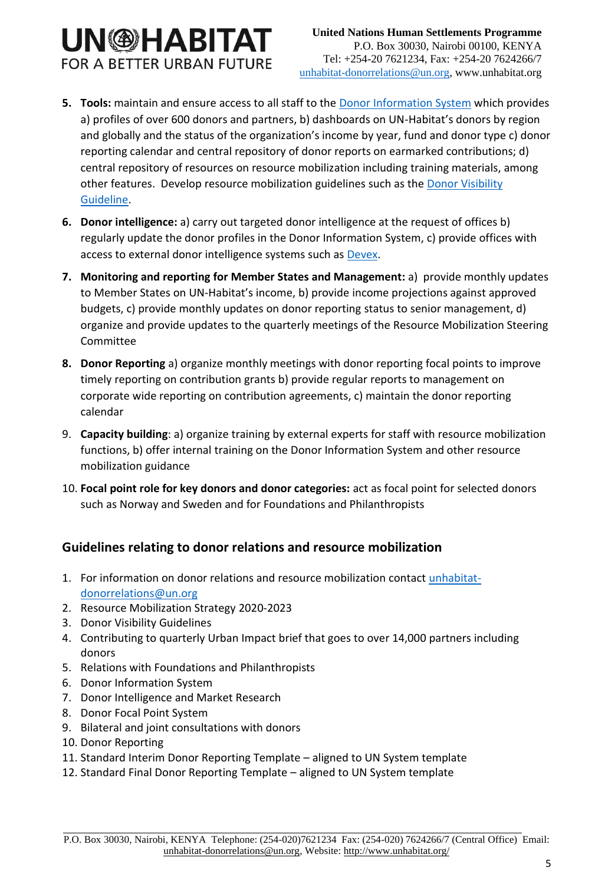5. **Tools:** maintain and ensure access to all staff to the Donor Information System which provides a) profiles of over 600 donors and partners, b) dashboards on UN-Habitat's donors by region and globally and the status of the organization's income by year, fund and donor type c) donor reporting calendar and central repository of donor reports on earmarked contributions; d) central repository of resources on resource mobilization including training materials, among other features. Develop resource mobilization guidelines such as the Donor Visibility Guideline.
6. **Donor intelligence:** a) carry out targeted donor intelligence at the request of offices b) regularly update the donor profiles in the Donor Information System, c) provide offices with access to external donor intelligence systems such as Devex.
7. **Monitoring and reporting for Member States and Management:** a) provide monthly updates to Member States on UN-Habitat's income, b) provide income projections against approved budgets, c) provide monthly updates on donor reporting status to senior management, d) organize and provide updates to the quarterly meetings of the Resource Mobilization Steering Committee
8. **Donor Reporting** a) organize monthly meetings with donor reporting focal points to improve timely reporting on contribution grants b) provide regular reports to management on corporate wide reporting on contribution agreements, c) maintain the donor reporting calendar
9. **Capacity building**: a) organize training by external experts for staff with resource mobilization functions, b) offer internal training on the Donor Information System and other resource mobilization guidance
10. **Focal point role for key donors and donor categories:** act as focal point for selected donors such as Norway and Sweden and for Foundations and Philanthropists

## Guidelines relating to donor relations and resource mobilization

1. For information on donor relations and resource mobilization contact unhabitat-donorrelations@un.org
2. Resource Mobilization Strategy 2020-2023
3. Donor Visibility Guidelines
4. Contributing to quarterly Urban Impact brief that goes to over 14,000 partners including donors
5. Relations with Foundations and Philanthropists
6. Donor Information System
7. Donor Intelligence and Market Research
8. Donor Focal Point System
9. Bilateral and joint consultations with donors
10. Donor Reporting
11. Standard Interim Donor Reporting Template – aligned to UN System template
12. Standard Final Donor Reporting Template – aligned to UN System template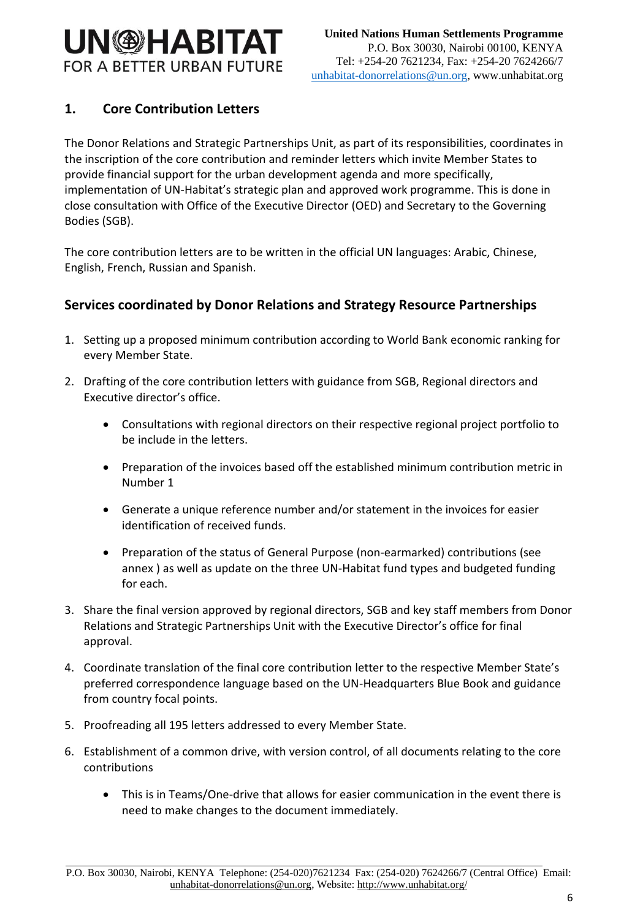## 1. Core Contribution Letters

The Donor Relations and Strategic Partnerships Unit, as part of its responsibilities, coordinates in the inscription of the core contribution and reminder letters which invite Member States to provide financial support for the urban development agenda and more specifically, implementation of UN-Habitat's strategic plan and approved work programme. This is done in close consultation with Office of the Executive Director (OED) and Secretary to the Governing Bodies (SGB).

The core contribution letters are to be written in the official UN languages: Arabic, Chinese, English, French, Russian and Spanish.

### Services coordinated by Donor Relations and Strategy Resource Partnerships

1. Setting up a proposed minimum contribution according to World Bank economic ranking for every Member State.
2. Drafting of the core contribution letters with guidance from SGB, Regional directors and Executive director's office.
   - Consultations with regional directors on their respective regional project portfolio to be include in the letters.
   - Preparation of the invoices based off the established minimum contribution metric in Number 1
   - Generate a unique reference number and/or statement in the invoices for easier identification of received funds.
   - Preparation of the status of General Purpose (non-earmarked) contributions (see annex ) as well as update on the three UN-Habitat fund types and budgeted funding for each.
3. Share the final version approved by regional directors, SGB and key staff members from Donor Relations and Strategic Partnerships Unit with the Executive Director's office for final approval.
4. Coordinate translation of the final core contribution letter to the respective Member State's preferred correspondence language based on the UN-Headquarters Blue Book and guidance from country focal points.
5. Proofreading all 195 letters addressed to every Member State.
6. Establishment of a common drive, with version control, of all documents relating to the core contributions
   - This is in Teams/One-drive that allows for easier communication in the event there is need to make changes to the document immediately.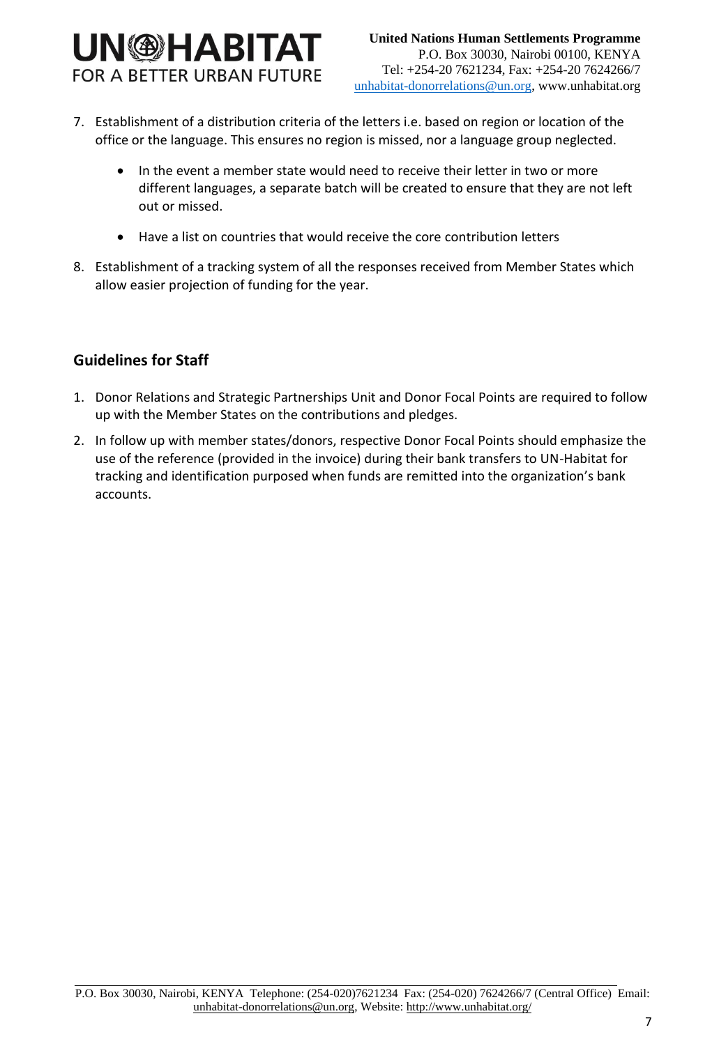7. Establishment of a distribution criteria of the letters i.e. based on region or location of the office or the language. This ensures no region is missed, nor a language group neglected.

   - In the event a member state would need to receive their letter in two or more different languages, a separate batch will be created to ensure that they are not left out or missed.

   - Have a list on countries that would receive the core contribution letters

8. Establishment of a tracking system of all the responses received from Member States which allow easier projection of funding for the year.

## Guidelines for Staff

1. Donor Relations and Strategic Partnerships Unit and Donor Focal Points are required to follow up with the Member States on the contributions and pledges.
2. In follow up with member states/donors, respective Donor Focal Points should emphasize the use of the reference (provided in the invoice) during their bank transfers to UN-Habitat for tracking and identification purposed when funds are remitted into the organization's bank accounts.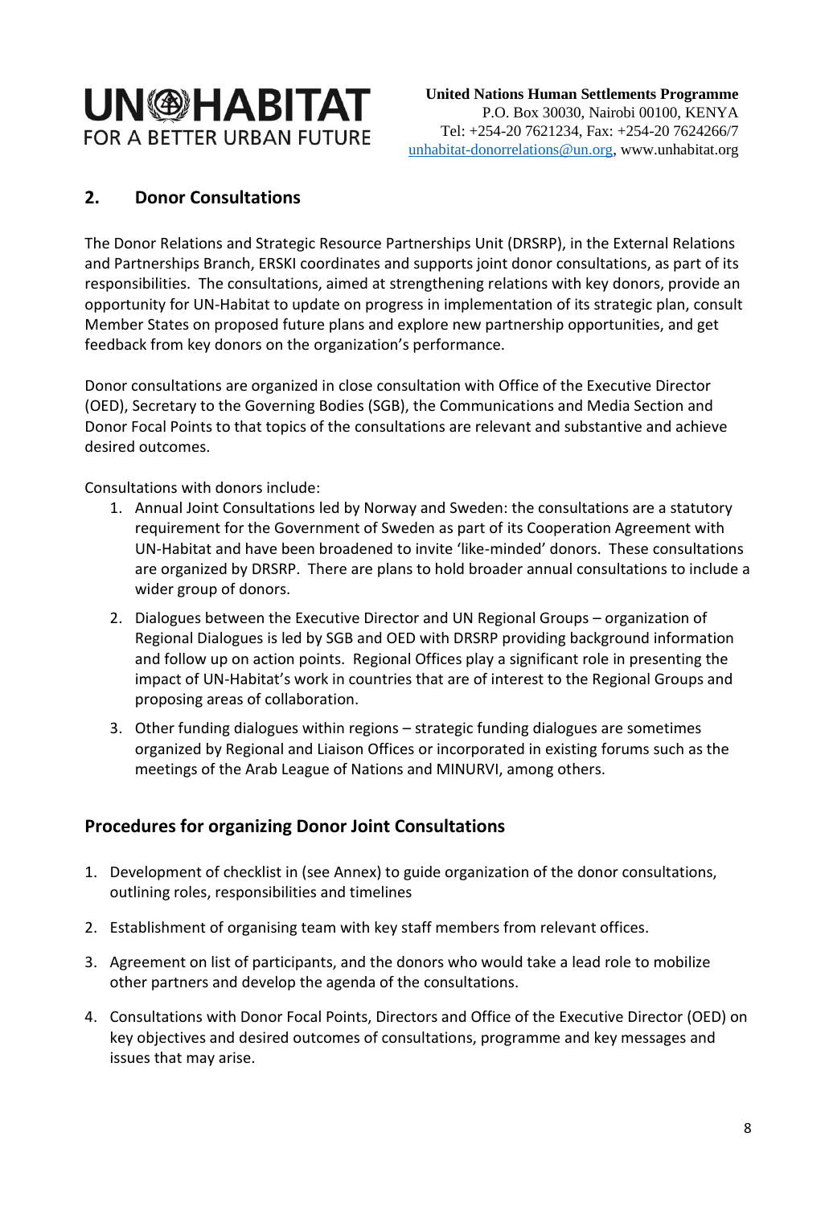## 2. Donor Consultations

The Donor Relations and Strategic Resource Partnerships Unit (DRSRP), in the External Relations and Partnerships Branch, ERSKI coordinates and supports joint donor consultations, as part of its responsibilities. The consultations, aimed at strengthening relations with key donors, provide an opportunity for UN-Habitat to update on progress in implementation of its strategic plan, consult Member States on proposed future plans and explore new partnership opportunities, and get feedback from key donors on the organization's performance.

Donor consultations are organized in close consultation with Office of the Executive Director (OED), Secretary to the Governing Bodies (SGB), the Communications and Media Section and Donor Focal Points to that topics of the consultations are relevant and substantive and achieve desired outcomes.

Consultations with donors include:

1. Annual Joint Consultations led by Norway and Sweden: the consultations are a statutory requirement for the Government of Sweden as part of its Cooperation Agreement with UN-Habitat and have been broadened to invite 'like-minded' donors. These consultations are organized by DRSRP. There are plans to hold broader annual consultations to include a wider group of donors.
2. Dialogues between the Executive Director and UN Regional Groups – organization of Regional Dialogues is led by SGB and OED with DRSRP providing background information and follow up on action points. Regional Offices play a significant role in presenting the impact of UN-Habitat's work in countries that are of interest to the Regional Groups and proposing areas of collaboration.
3. Other funding dialogues within regions – strategic funding dialogues are sometimes organized by Regional and Liaison Offices or incorporated in existing forums such as the meetings of the Arab League of Nations and MINURVI, among others.

## Procedures for organizing Donor Joint Consultations

1. Development of checklist in (see Annex) to guide organization of the donor consultations, outlining roles, responsibilities and timelines
2. Establishment of organising team with key staff members from relevant offices.
3. Agreement on list of participants, and the donors who would take a lead role to mobilize other partners and develop the agenda of the consultations.
4. Consultations with Donor Focal Points, Directors and Office of the Executive Director (OED) on key objectives and desired outcomes of consultations, programme and key messages and issues that may arise.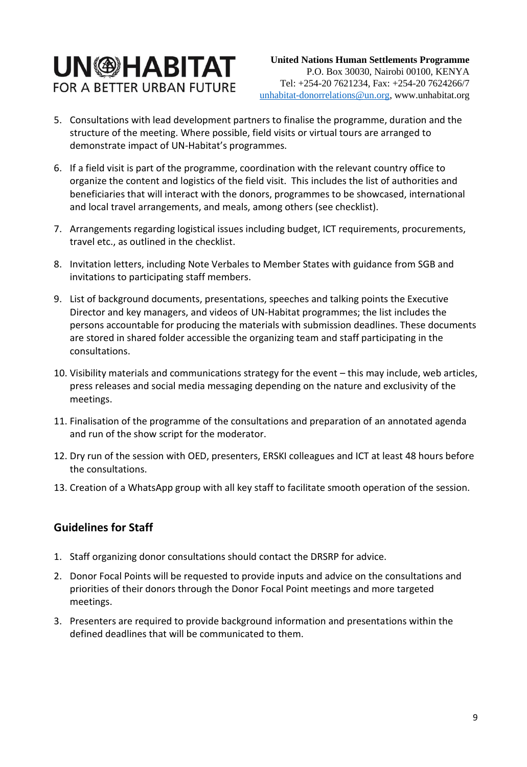5. Consultations with lead development partners to finalise the programme, duration and the structure of the meeting. Where possible, field visits or virtual tours are arranged to demonstrate impact of UN-Habitat's programmes.
6. If a field visit is part of the programme, coordination with the relevant country office to organize the content and logistics of the field visit. This includes the list of authorities and beneficiaries that will interact with the donors, programmes to be showcased, international and local travel arrangements, and meals, among others (see checklist).
7. Arrangements regarding logistical issues including budget, ICT requirements, procurements, travel etc., as outlined in the checklist.
8. Invitation letters, including Note Verbales to Member States with guidance from SGB and invitations to participating staff members.
9. List of background documents, presentations, speeches and talking points the Executive Director and key managers, and videos of UN-Habitat programmes; the list includes the persons accountable for producing the materials with submission deadlines. These documents are stored in shared folder accessible the organizing team and staff participating in the consultations.
10. Visibility materials and communications strategy for the event – this may include, web articles, press releases and social media messaging depending on the nature and exclusivity of the meetings.
11. Finalisation of the programme of the consultations and preparation of an annotated agenda and run of the show script for the moderator.
12. Dry run of the session with OED, presenters, ERSKI colleagues and ICT at least 48 hours before the consultations.
13. Creation of a WhatsApp group with all key staff to facilitate smooth operation of the session.

## Guidelines for Staff

1. Staff organizing donor consultations should contact the DRSRP for advice.
2. Donor Focal Points will be requested to provide inputs and advice on the consultations and priorities of their donors through the Donor Focal Point meetings and more targeted meetings.
3. Presenters are required to provide background information and presentations within the defined deadlines that will be communicated to them.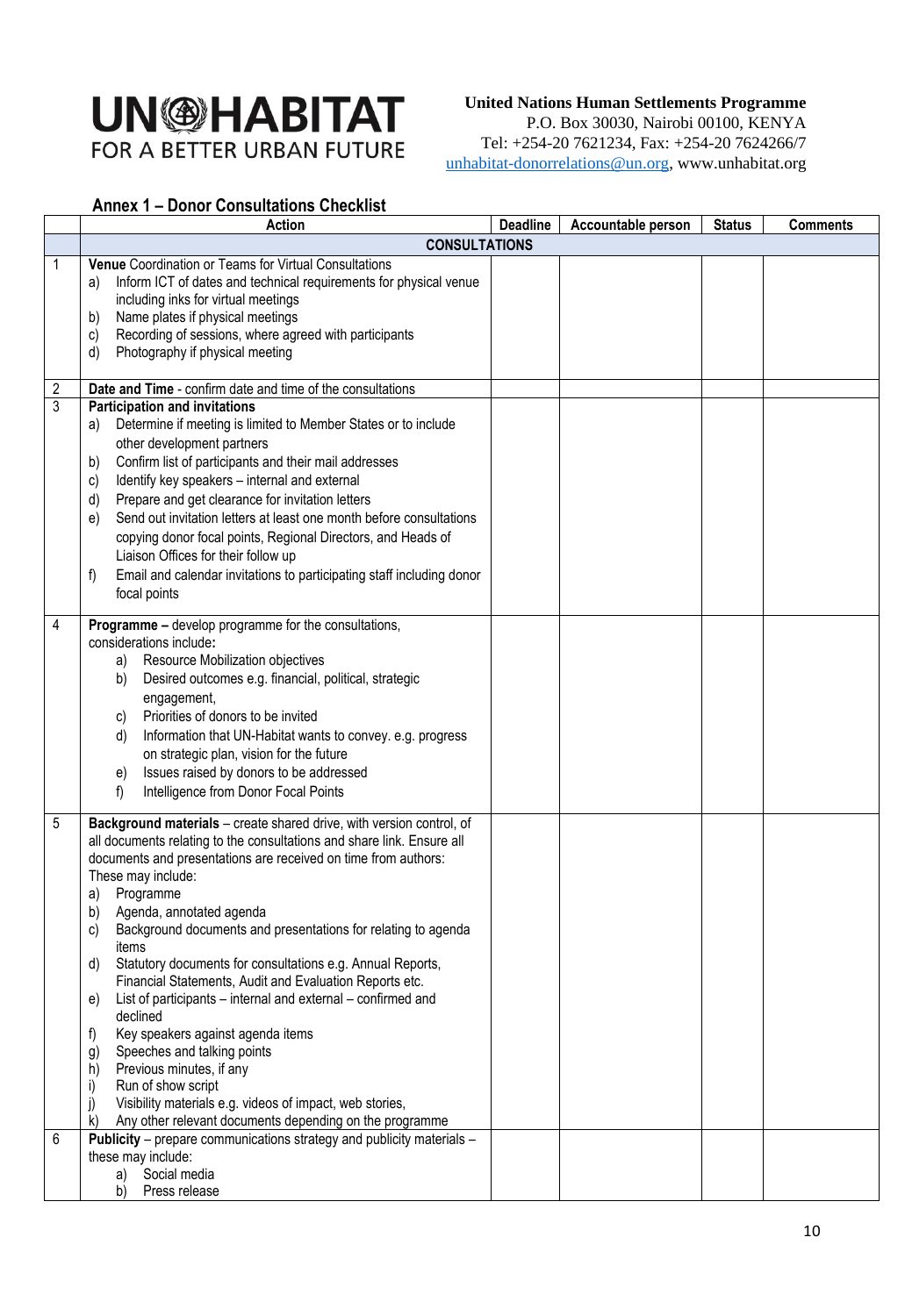**United Nations Human Settlements Programme**
P.O. Box 30030, Nairobi 00100, KENYA
Tel: +254-20 7621234, Fax: +254-20 7624266/7
unhabitat-donorrelations@un.org, www.unhabitat.org

### Annex 1 – Donor Consultations Checklist

| | Action | Deadline | Accountable person | Status | Comments |
|---|---|---|---|---|---|
| | **CONSULTATIONS** | | | | |
| 1 | **Venue** Coordination or Teams for Virtual Consultations<br>a) Inform ICT of dates and technical requirements for physical venue including inks for virtual meetings<br>b) Name plates if physical meetings<br>c) Recording of sessions, where agreed with participants<br>d) Photography if physical meeting | | | | |
| 2 | **Date and Time** - confirm date and time of the consultations | | | | |
| 3 | **Participation and invitations**<br>a) Determine if meeting is limited to Member States or to include other development partners<br>b) Confirm list of participants and their mail addresses<br>c) Identify key speakers – internal and external<br>d) Prepare and get clearance for invitation letters<br>e) Send out invitation letters at least one month before consultations copying donor focal points, Regional Directors, and Heads of Liaison Offices for their follow up<br>f) Email and calendar invitations to participating staff including donor focal points | | | | |
| 4 | **Programme –** develop programme for the consultations, considerations include**:**<br>a) Resource Mobilization objectives<br>b) Desired outcomes e.g. financial, political, strategic engagement,<br>c) Priorities of donors to be invited<br>d) Information that UN-Habitat wants to convey. e.g. progress on strategic plan, vision for the future<br>e) Issues raised by donors to be addressed<br>f) Intelligence from Donor Focal Points | | | | |
| 5 | **Background materials** – create shared drive, with version control, of all documents relating to the consultations and share link. Ensure all documents and presentations are received on time from authors: These may include:<br>a) Programme<br>b) Agenda, annotated agenda<br>c) Background documents and presentations for relating to agenda items<br>d) Statutory documents for consultations e.g. Annual Reports, Financial Statements, Audit and Evaluation Reports etc.<br>e) List of participants – internal and external – confirmed and declined<br>f) Key speakers against agenda items<br>g) Speeches and talking points<br>h) Previous minutes, if any<br>i) Run of show script<br>j) Visibility materials e.g. videos of impact, web stories,<br>k) Any other relevant documents depending on the programme | | | | |
| 6 | **Publicity** – prepare communications strategy and publicity materials – these may include:<br>a) Social media<br>b) Press release | | | | |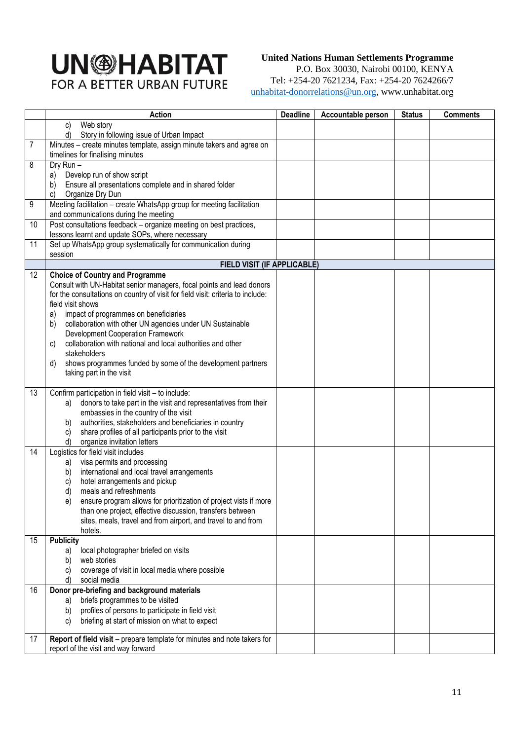**UN HABITAT**
FOR A BETTER URBAN FUTURE

**United Nations Human Settlements Programme**
P.O. Box 30030, Nairobi 00100, KENYA
Tel: +254-20 7621234, Fax: +254-20 7624266/7
unhabitat-donorrelations@un.org, www.unhabitat.org

| | Action | Deadline | Accountable person | Status | Comments |
|---|---|---|---|---|---|
| | c) Web story<br>d) Story in following issue of Urban Impact | | | | |
| 7 | Minutes – create minutes template, assign minute takers and agree on timelines for finalising minutes | | | | |
| 8 | Dry Run –<br>a) Develop run of show script<br>b) Ensure all presentations complete and in shared folder<br>c) Organize Dry Dun | | | | |
| 9 | Meeting facilitation – create WhatsApp group for meeting facilitation and communications during the meeting | | | | |
| 10 | Post consultations feedback – organize meeting on best practices, lessons learnt and update SOPs, where necessary | | | | |
| 11 | Set up WhatsApp group systematically for communication during session | | | | |
| | **FIELD VISIT (IF APPLICABLE)** | | | | |
| 12 | **Choice of Country and Programme**<br>Consult with UN-Habitat senior managers, focal points and lead donors for the consultations on country of visit for field visit: criteria to include: field visit shows<br>a) impact of programmes on beneficiaries<br>b) collaboration with other UN agencies under UN Sustainable Development Cooperation Framework<br>c) collaboration with national and local authorities and other stakeholders<br>d) shows programmes funded by some of the development partners taking part in the visit | | | | |
| 13 | Confirm participation in field visit – to include:<br>a) donors to take part in the visit and representatives from their embassies in the country of the visit<br>b) authorities, stakeholders and beneficiaries in country<br>c) share profiles of all participants prior to the visit<br>d) organize invitation letters | | | | |
| 14 | Logistics for field visit includes<br>a) visa permits and processing<br>b) international and local travel arrangements<br>c) hotel arrangements and pickup<br>d) meals and refreshments<br>e) ensure program allows for prioritization of project visits if more than one project, effective discussion, transfers between sites, meals, travel and from airport, and travel to and from hotels. | | | | |
| 15 | **Publicity**<br>a) local photographer briefed on visits<br>b) web stories<br>c) coverage of visit in local media where possible<br>d) social media | | | | |
| 16 | **Donor pre-briefing and background materials**<br>a) briefs programmes to be visited<br>b) profiles of persons to participate in field visit<br>c) briefing at start of mission on what to expect | | | | |
| 17 | **Report of field visit** – prepare template for minutes and note takers for report of the visit and way forward | | | | |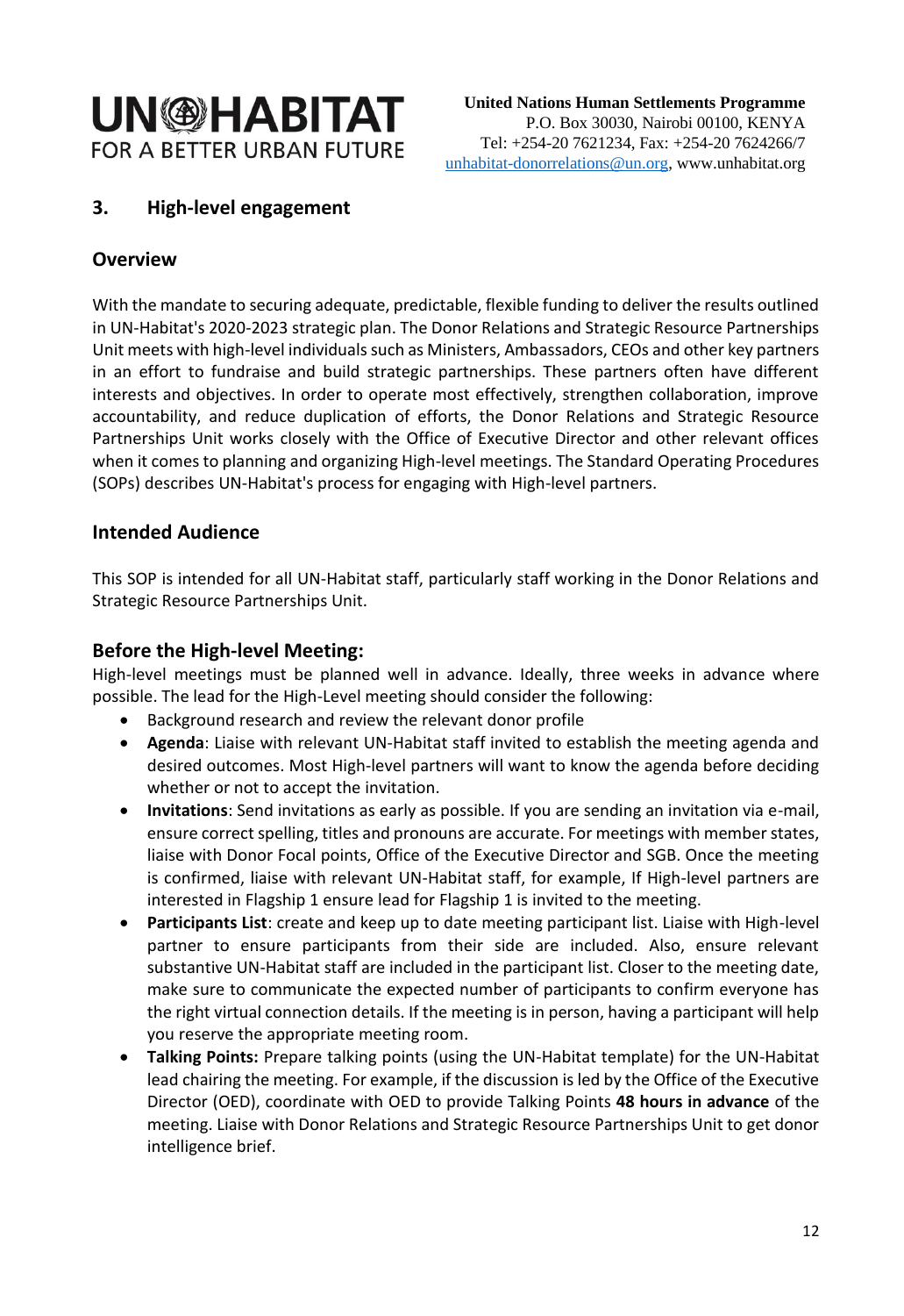## 3. High-level engagement

### Overview

With the mandate to securing adequate, predictable, flexible funding to deliver the results outlined in UN-Habitat's 2020-2023 strategic plan. The Donor Relations and Strategic Resource Partnerships Unit meets with high-level individuals such as Ministers, Ambassadors, CEOs and other key partners in an effort to fundraise and build strategic partnerships. These partners often have different interests and objectives. In order to operate most effectively, strengthen collaboration, improve accountability, and reduce duplication of efforts, the Donor Relations and Strategic Resource Partnerships Unit works closely with the Office of Executive Director and other relevant offices when it comes to planning and organizing High-level meetings. The Standard Operating Procedures (SOPs) describes UN-Habitat's process for engaging with High-level partners.

### Intended Audience

This SOP is intended for all UN-Habitat staff, particularly staff working in the Donor Relations and Strategic Resource Partnerships Unit.

### Before the High-level Meeting:

High-level meetings must be planned well in advance. Ideally, three weeks in advance where possible. The lead for the High-Level meeting should consider the following:

- Background research and review the relevant donor profile
- **Agenda**: Liaise with relevant UN-Habitat staff invited to establish the meeting agenda and desired outcomes. Most High-level partners will want to know the agenda before deciding whether or not to accept the invitation.
- **Invitations**: Send invitations as early as possible. If you are sending an invitation via e-mail, ensure correct spelling, titles and pronouns are accurate. For meetings with member states, liaise with Donor Focal points, Office of the Executive Director and SGB. Once the meeting is confirmed, liaise with relevant UN-Habitat staff, for example, If High-level partners are interested in Flagship 1 ensure lead for Flagship 1 is invited to the meeting.
- **Participants List**: create and keep up to date meeting participant list. Liaise with High-level partner to ensure participants from their side are included. Also, ensure relevant substantive UN-Habitat staff are included in the participant list. Closer to the meeting date, make sure to communicate the expected number of participants to confirm everyone has the right virtual connection details. If the meeting is in person, having a participant will help you reserve the appropriate meeting room.
- **Talking Points:** Prepare talking points (using the UN-Habitat template) for the UN-Habitat lead chairing the meeting. For example, if the discussion is led by the Office of the Executive Director (OED), coordinate with OED to provide Talking Points **48 hours in advance** of the meeting. Liaise with Donor Relations and Strategic Resource Partnerships Unit to get donor intelligence brief.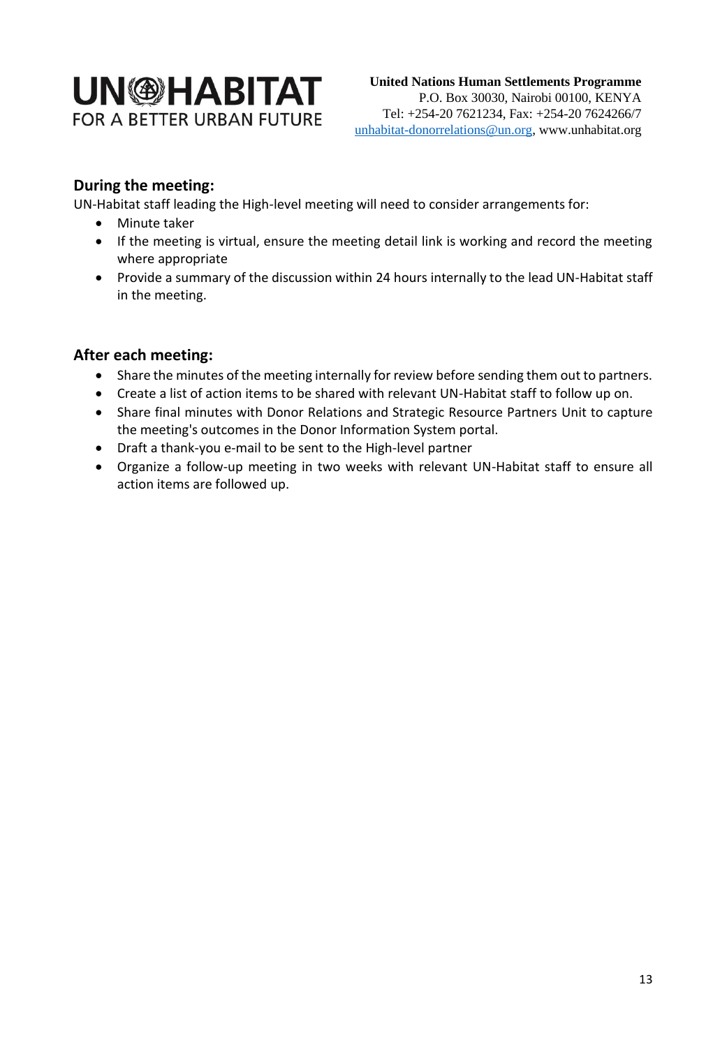## During the meeting:

UN-Habitat staff leading the High-level meeting will need to consider arrangements for:

- Minute taker
- If the meeting is virtual, ensure the meeting detail link is working and record the meeting where appropriate
- Provide a summary of the discussion within 24 hours internally to the lead UN-Habitat staff in the meeting.

## After each meeting:

- Share the minutes of the meeting internally for review before sending them out to partners.
- Create a list of action items to be shared with relevant UN-Habitat staff to follow up on.
- Share final minutes with Donor Relations and Strategic Resource Partners Unit to capture the meeting's outcomes in the Donor Information System portal.
- Draft a thank-you e-mail to be sent to the High-level partner
- Organize a follow-up meeting in two weeks with relevant UN-Habitat staff to ensure all action items are followed up.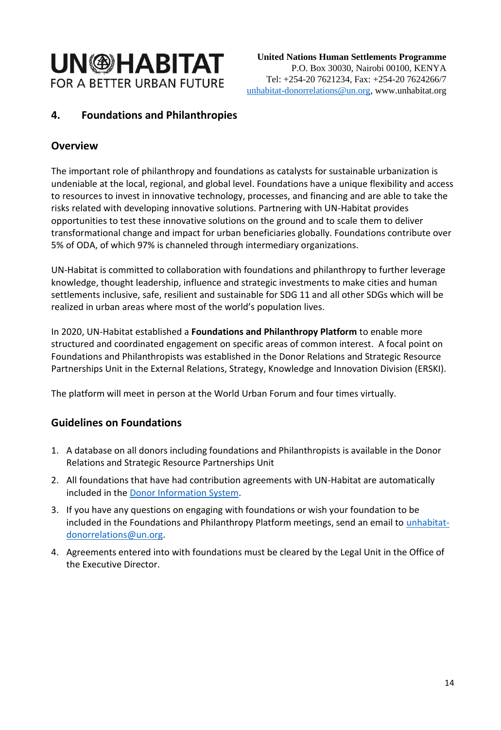## 4. Foundations and Philanthropies

### Overview

The important role of philanthropy and foundations as catalysts for sustainable urbanization is undeniable at the local, regional, and global level. Foundations have a unique flexibility and access to resources to invest in innovative technology, processes, and financing and are able to take the risks related with developing innovative solutions. Partnering with UN-Habitat provides opportunities to test these innovative solutions on the ground and to scale them to deliver transformational change and impact for urban beneficiaries globally. Foundations contribute over 5% of ODA, of which 97% is channeled through intermediary organizations.

UN-Habitat is committed to collaboration with foundations and philanthropy to further leverage knowledge, thought leadership, influence and strategic investments to make cities and human settlements inclusive, safe, resilient and sustainable for SDG 11 and all other SDGs which will be realized in urban areas where most of the world's population lives.

In 2020, UN-Habitat established a **Foundations and Philanthropy Platform** to enable more structured and coordinated engagement on specific areas of common interest. A focal point on Foundations and Philanthropists was established in the Donor Relations and Strategic Resource Partnerships Unit in the External Relations, Strategy, Knowledge and Innovation Division (ERSKI).

The platform will meet in person at the World Urban Forum and four times virtually.

### Guidelines on Foundations

1. A database on all donors including foundations and Philanthropists is available in the Donor Relations and Strategic Resource Partnerships Unit
2. All foundations that have had contribution agreements with UN-Habitat are automatically included in the Donor Information System.
3. If you have any questions on engaging with foundations or wish your foundation to be included in the Foundations and Philanthropy Platform meetings, send an email to unhabitat-donorrelations@un.org.
4. Agreements entered into with foundations must be cleared by the Legal Unit in the Office of the Executive Director.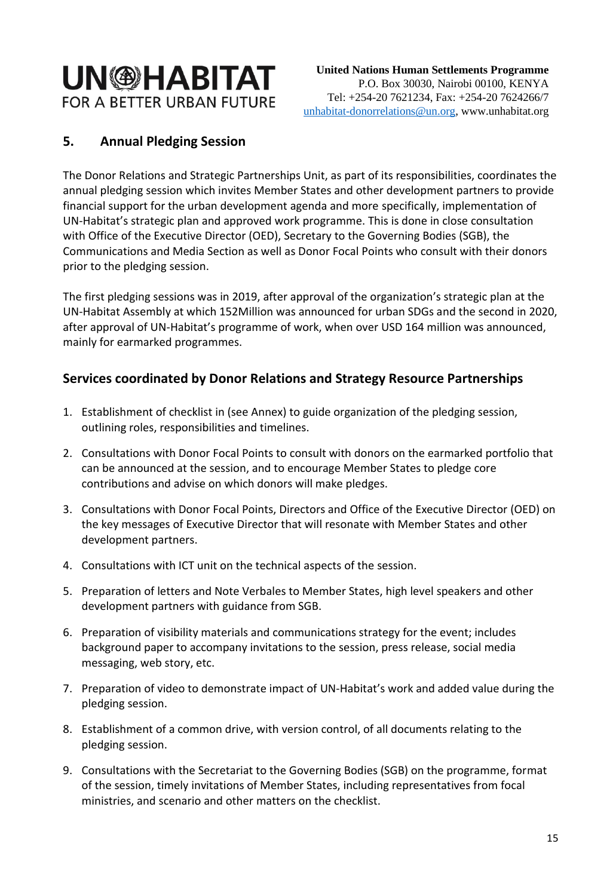## 5. Annual Pledging Session

The Donor Relations and Strategic Partnerships Unit, as part of its responsibilities, coordinates the annual pledging session which invites Member States and other development partners to provide financial support for the urban development agenda and more specifically, implementation of UN-Habitat's strategic plan and approved work programme. This is done in close consultation with Office of the Executive Director (OED), Secretary to the Governing Bodies (SGB), the Communications and Media Section as well as Donor Focal Points who consult with their donors prior to the pledging session.

The first pledging sessions was in 2019, after approval of the organization's strategic plan at the UN-Habitat Assembly at which 152Million was announced for urban SDGs and the second in 2020, after approval of UN-Habitat's programme of work, when over USD 164 million was announced, mainly for earmarked programmes.

### Services coordinated by Donor Relations and Strategy Resource Partnerships

1. Establishment of checklist in (see Annex) to guide organization of the pledging session, outlining roles, responsibilities and timelines.
2. Consultations with Donor Focal Points to consult with donors on the earmarked portfolio that can be announced at the session, and to encourage Member States to pledge core contributions and advise on which donors will make pledges.
3. Consultations with Donor Focal Points, Directors and Office of the Executive Director (OED) on the key messages of Executive Director that will resonate with Member States and other development partners.
4. Consultations with ICT unit on the technical aspects of the session.
5. Preparation of letters and Note Verbales to Member States, high level speakers and other development partners with guidance from SGB.
6. Preparation of visibility materials and communications strategy for the event; includes background paper to accompany invitations to the session, press release, social media messaging, web story, etc.
7. Preparation of video to demonstrate impact of UN-Habitat's work and added value during the pledging session.
8. Establishment of a common drive, with version control, of all documents relating to the pledging session.
9. Consultations with the Secretariat to the Governing Bodies (SGB) on the programme, format of the session, timely invitations of Member States, including representatives from focal ministries, and scenario and other matters on the checklist.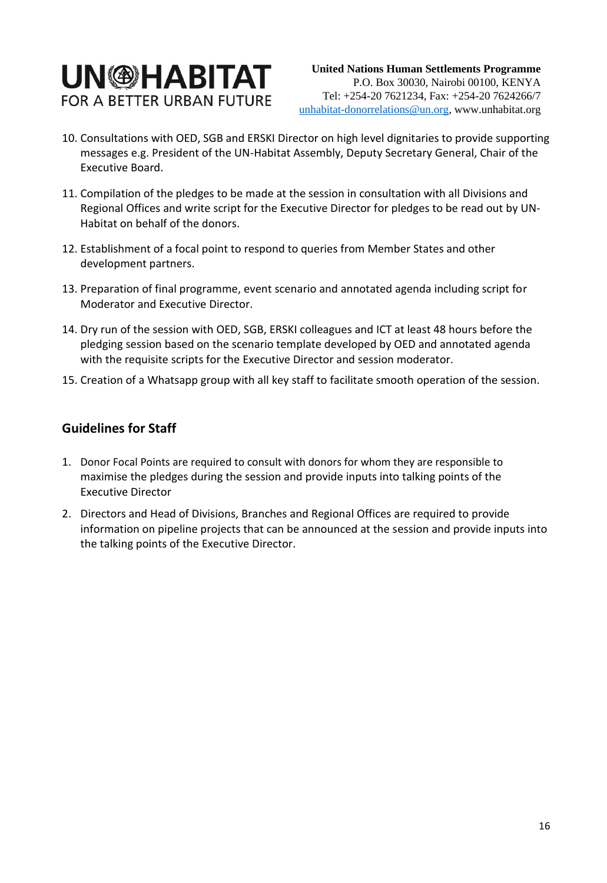10. Consultations with OED, SGB and ERSKI Director on high level dignitaries to provide supporting messages e.g. President of the UN-Habitat Assembly, Deputy Secretary General, Chair of the Executive Board.

11. Compilation of the pledges to be made at the session in consultation with all Divisions and Regional Offices and write script for the Executive Director for pledges to be read out by UN-Habitat on behalf of the donors.

12. Establishment of a focal point to respond to queries from Member States and other development partners.

13. Preparation of final programme, event scenario and annotated agenda including script for Moderator and Executive Director.

14. Dry run of the session with OED, SGB, ERSKI colleagues and ICT at least 48 hours before the pledging session based on the scenario template developed by OED and annotated agenda with the requisite scripts for the Executive Director and session moderator.

15. Creation of a Whatsapp group with all key staff to facilitate smooth operation of the session.

## Guidelines for Staff

1. Donor Focal Points are required to consult with donors for whom they are responsible to maximise the pledges during the session and provide inputs into talking points of the Executive Director

2. Directors and Head of Divisions, Branches and Regional Offices are required to provide information on pipeline projects that can be announced at the session and provide inputs into the talking points of the Executive Director.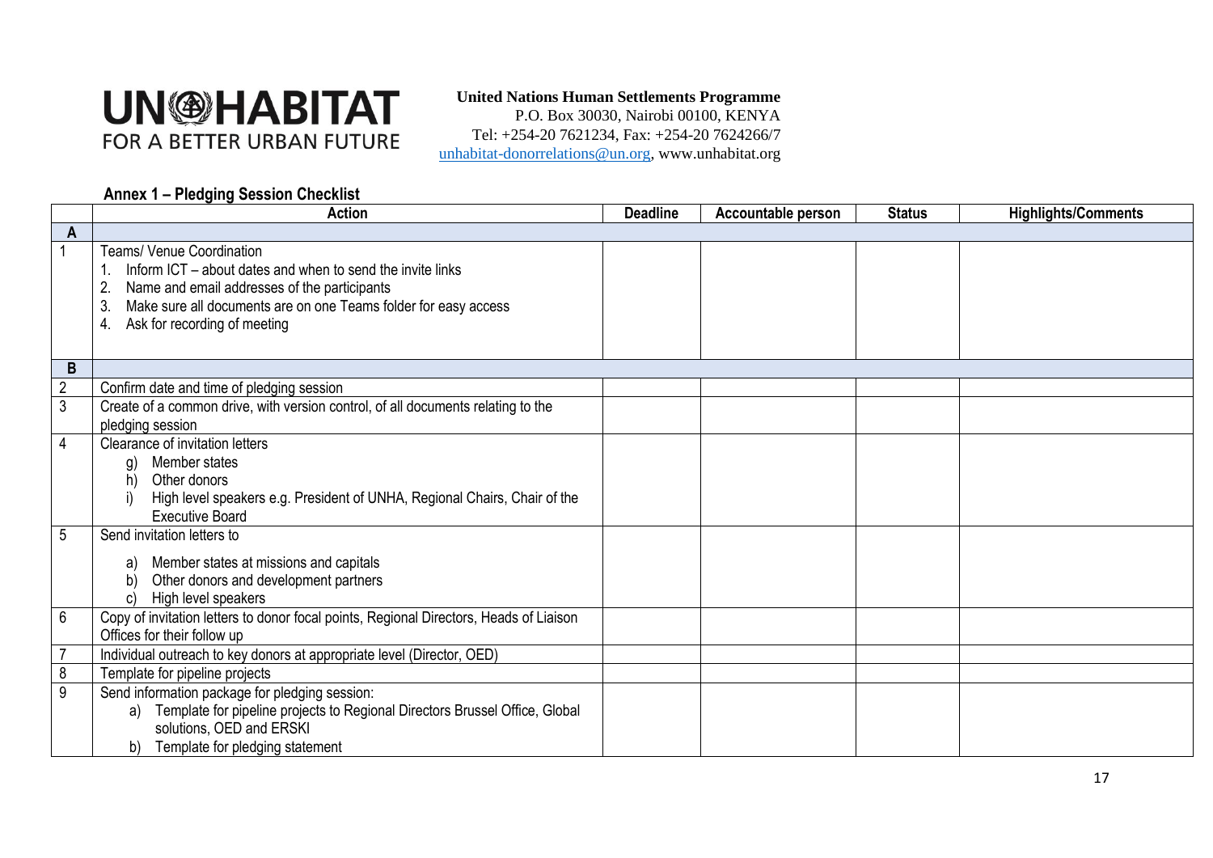**United Nations Human Settlements Programme**
P.O. Box 30030, Nairobi 00100, KENYA
Tel: +254-20 7621234, Fax: +254-20 7624266/7
unhabitat-donorrelations@un.org, www.unhabitat.org

#### Annex 1 – Pledging Session Checklist

| | Action | Deadline | Accountable person | Status | Highlights/Comments |
|---|---|---|---|---|---|
| **A** | | | | | |
| 1 | Teams/ Venue Coordination<br>1. Inform ICT – about dates and when to send the invite links<br>2. Name and email addresses of the participants<br>3. Make sure all documents are on one Teams folder for easy access<br>4. Ask for recording of meeting | | | | |
| **B** | | | | | |
| 2 | Confirm date and time of pledging session | | | | |
| 3 | Create of a common drive, with version control, of all documents relating to the pledging session | | | | |
| 4 | Clearance of invitation letters<br>g) Member states<br>h) Other donors<br>i) High level speakers e.g. President of UNHA, Regional Chairs, Chair of the Executive Board | | | | |
| 5 | Send invitation letters to<br>a) Member states at missions and capitals<br>b) Other donors and development partners<br>c) High level speakers | | | | |
| 6 | Copy of invitation letters to donor focal points, Regional Directors, Heads of Liaison Offices for their follow up | | | | |
| 7 | Individual outreach to key donors at appropriate level (Director, OED) | | | | |
| 8 | Template for pipeline projects | | | | |
| 9 | Send information package for pledging session:<br>a) Template for pipeline projects to Regional Directors Brussel Office, Global solutions, OED and ERSKI<br>b) Template for pledging statement | | | | |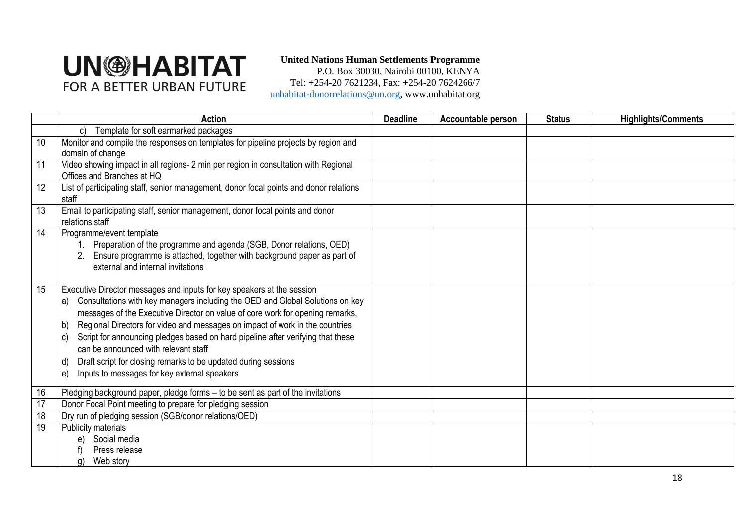**United Nations Human Settlements Programme**
P.O. Box 30030, Nairobi 00100, KENYA
Tel: +254-20 7621234, Fax: +254-20 7624266/7
unhabitat-donorrelations@un.org, www.unhabitat.org

| | Action | Deadline | Accountable person | Status | Highlights/Comments |
|---|---|---|---|---|---|
| | c) Template for soft earmarked packages | | | | |
| 10 | Monitor and compile the responses on templates for pipeline projects by region and domain of change | | | | |
| 11 | Video showing impact in all regions- 2 min per region in consultation with Regional Offices and Branches at HQ | | | | |
| 12 | List of participating staff, senior management, donor focal points and donor relations staff | | | | |
| 13 | Email to participating staff, senior management, donor focal points and donor relations staff | | | | |
| 14 | Programme/event template<br>1. Preparation of the programme and agenda (SGB, Donor relations, OED)<br>2. Ensure programme is attached, together with background paper as part of external and internal invitations | | | | |
| 15 | Executive Director messages and inputs for key speakers at the session<br>a) Consultations with key managers including the OED and Global Solutions on key messages of the Executive Director on value of core work for opening remarks,<br>b) Regional Directors for video and messages on impact of work in the countries<br>c) Script for announcing pledges based on hard pipeline after verifying that these can be announced with relevant staff<br>d) Draft script for closing remarks to be updated during sessions<br>e) Inputs to messages for key external speakers | | | | |
| 16 | Pledging background paper, pledge forms – to be sent as part of the invitations | | | | |
| 17 | Donor Focal Point meeting to prepare for pledging session | | | | |
| 18 | Dry run of pledging session (SGB/donor relations/OED) | | | | |
| 19 | Publicity materials<br>e) Social media<br>f) Press release<br>g) Web story | | | | |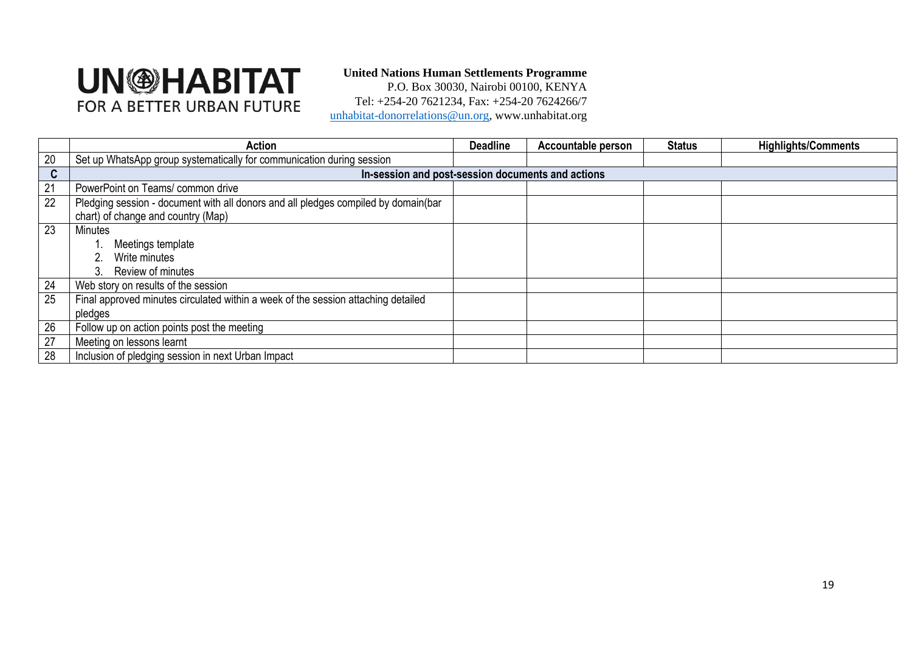**United Nations Human Settlements Programme**
P.O. Box 30030, Nairobi 00100, KENYA
Tel: +254-20 7621234, Fax: +254-20 7624266/7
unhabitat-donorrelations@un.org, www.unhabitat.org

| | Action | Deadline | Accountable person | Status | Highlights/Comments |
|---|---|---|---|---|---|
| 20 | Set up WhatsApp group systematically for communication during session | | | | |
| **C** | **In-session and post-session documents and actions** | | | | |
| 21 | PowerPoint on Teams/ common drive | | | | |
| 22 | Pledging session - document with all donors and all pledges compiled by domain(bar chart) of change and country (Map) | | | | |
| 23 | Minutes<br>1. Meetings template<br>2. Write minutes<br>3. Review of minutes | | | | |
| 24 | Web story on results of the session | | | | |
| 25 | Final approved minutes circulated within a week of the session attaching detailed pledges | | | | |
| 26 | Follow up on action points post the meeting | | | | |
| 27 | Meeting on lessons learnt | | | | |
| 28 | Inclusion of pledging session in next Urban Impact | | | | |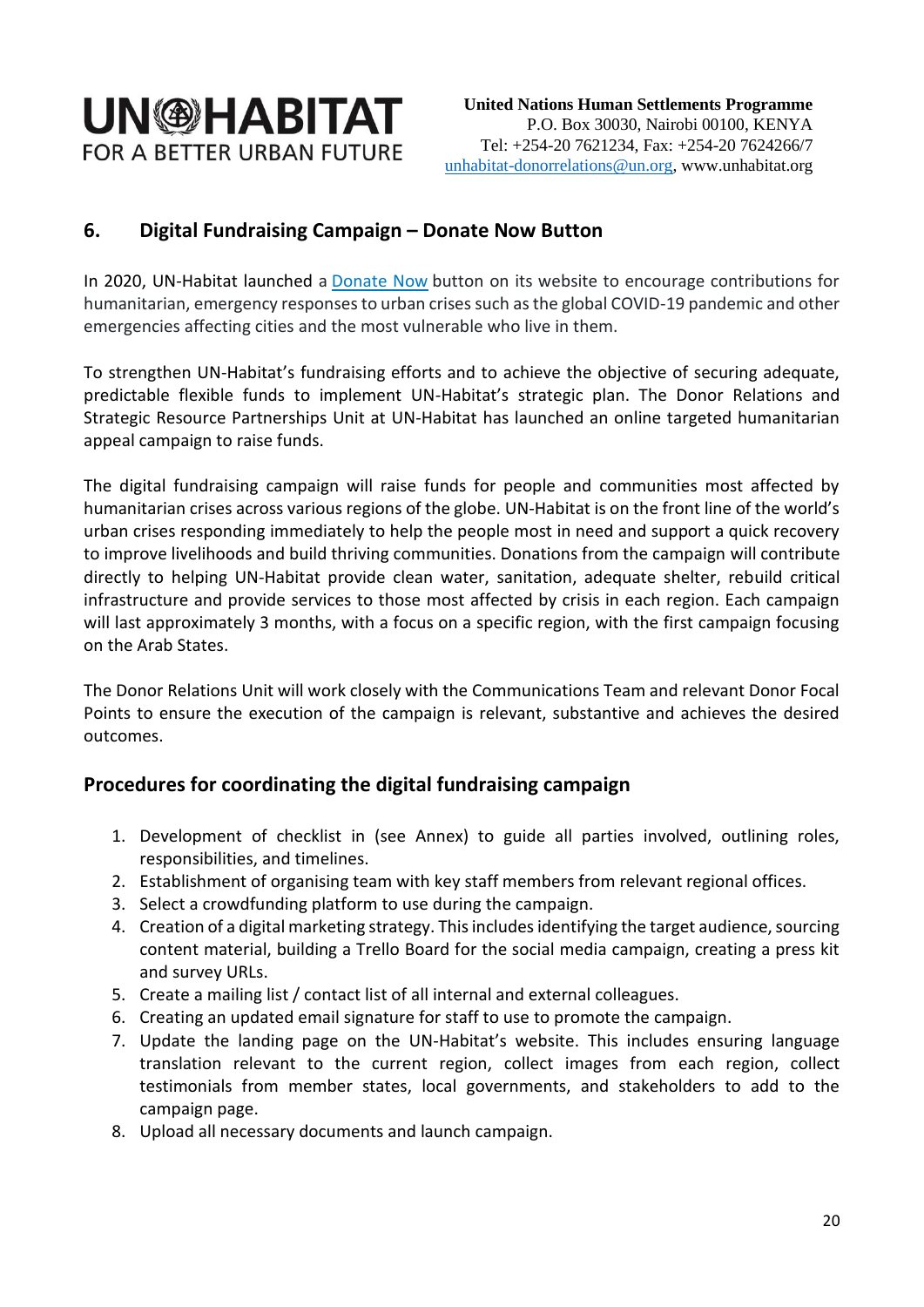## 6. Digital Fundraising Campaign – Donate Now Button

In 2020, UN-Habitat launched a Donate Now button on its website to encourage contributions for humanitarian, emergency responses to urban crises such as the global COVID-19 pandemic and other emergencies affecting cities and the most vulnerable who live in them.

To strengthen UN-Habitat's fundraising efforts and to achieve the objective of securing adequate, predictable flexible funds to implement UN-Habitat's strategic plan. The Donor Relations and Strategic Resource Partnerships Unit at UN-Habitat has launched an online targeted humanitarian appeal campaign to raise funds.

The digital fundraising campaign will raise funds for people and communities most affected by humanitarian crises across various regions of the globe. UN-Habitat is on the front line of the world's urban crises responding immediately to help the people most in need and support a quick recovery to improve livelihoods and build thriving communities. Donations from the campaign will contribute directly to helping UN-Habitat provide clean water, sanitation, adequate shelter, rebuild critical infrastructure and provide services to those most affected by crisis in each region. Each campaign will last approximately 3 months, with a focus on a specific region, with the first campaign focusing on the Arab States.

The Donor Relations Unit will work closely with the Communications Team and relevant Donor Focal Points to ensure the execution of the campaign is relevant, substantive and achieves the desired outcomes.

### Procedures for coordinating the digital fundraising campaign

1. Development of checklist in (see Annex) to guide all parties involved, outlining roles, responsibilities, and timelines.
2. Establishment of organising team with key staff members from relevant regional offices.
3. Select a crowdfunding platform to use during the campaign.
4. Creation of a digital marketing strategy. This includes identifying the target audience, sourcing content material, building a Trello Board for the social media campaign, creating a press kit and survey URLs.
5. Create a mailing list / contact list of all internal and external colleagues.
6. Creating an updated email signature for staff to use to promote the campaign.
7. Update the landing page on the UN-Habitat's website. This includes ensuring language translation relevant to the current region, collect images from each region, collect testimonials from member states, local governments, and stakeholders to add to the campaign page.
8. Upload all necessary documents and launch campaign.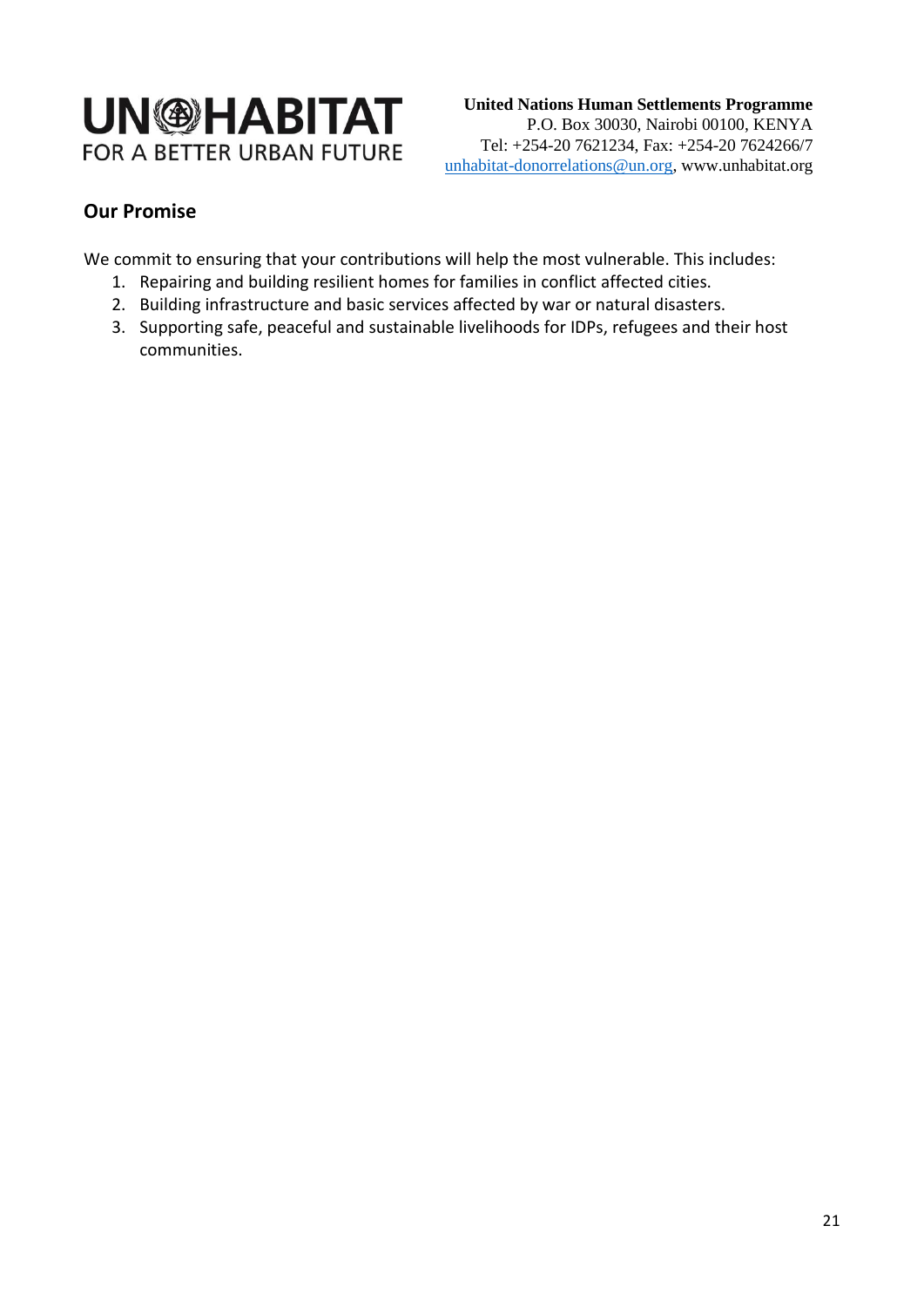**UN-HABITAT**
FOR A BETTER URBAN FUTURE

**United Nations Human Settlements Programme**
P.O. Box 30030, Nairobi 00100, KENYA
Tel: +254-20 7621234, Fax: +254-20 7624266/7
unhabitat-donorrelations@un.org, www.unhabitat.org

## Our Promise

We commit to ensuring that your contributions will help the most vulnerable. This includes:

1. Repairing and building resilient homes for families in conflict affected cities.
2. Building infrastructure and basic services affected by war or natural disasters.
3. Supporting safe, peaceful and sustainable livelihoods for IDPs, refugees and their host communities.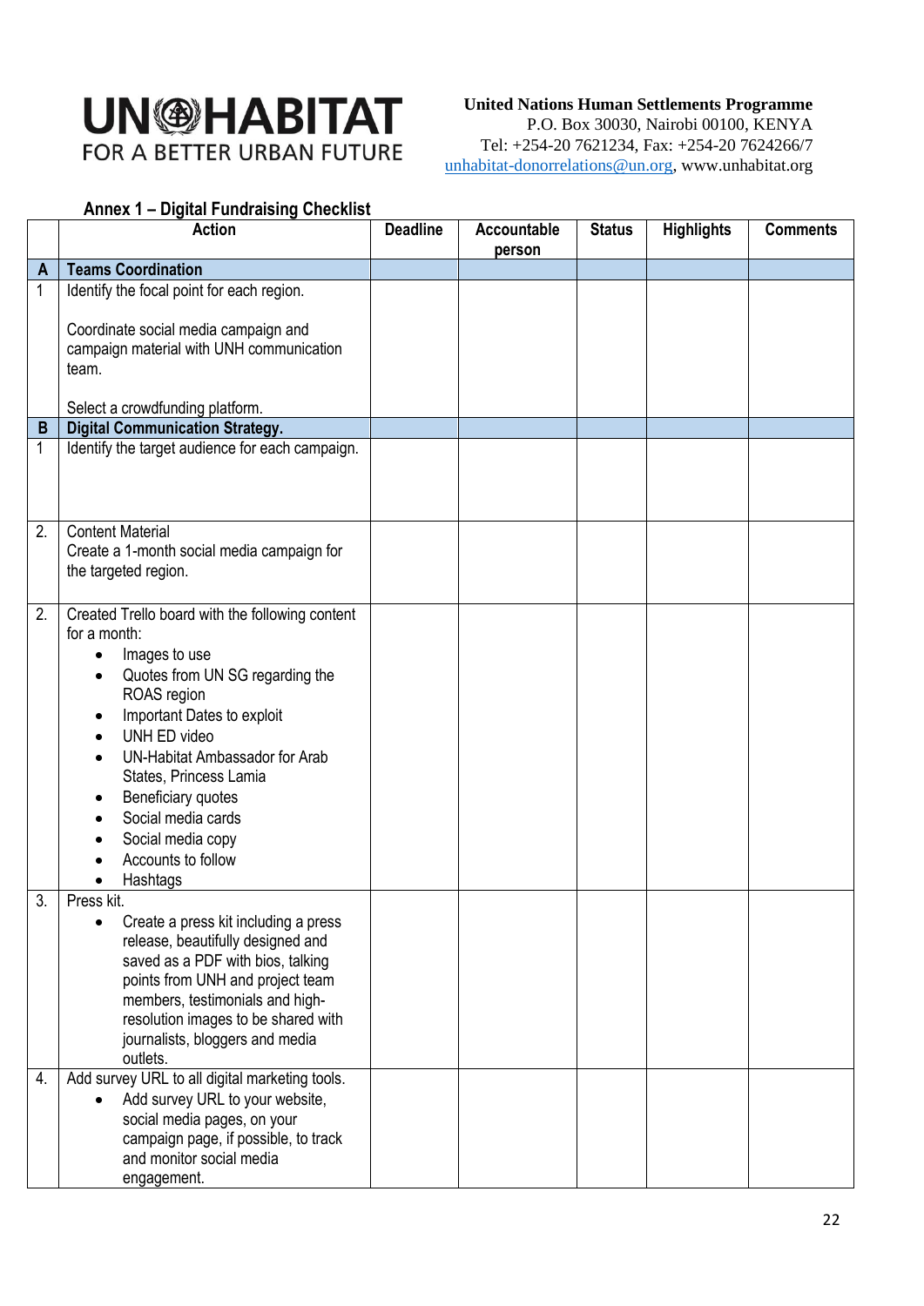**United Nations Human Settlements Programme**
P.O. Box 30030, Nairobi 00100, KENYA
Tel: +254-20 7621234, Fax: +254-20 7624266/7
unhabitat-donorrelations@un.org, www.unhabitat.org

UN-HABITAT
FOR A BETTER URBAN FUTURE

## Annex 1 – Digital Fundraising Checklist

| | Action | Deadline | Accountable person | Status | Highlights | Comments |
|---|---|---|---|---|---|---|
| **A** | **Teams Coordination** | | | | | |
| 1 | Identify the focal point for each region.<br><br>Coordinate social media campaign and campaign material with UNH communication team.<br><br>Select a crowdfunding platform. | | | | | |
| **B** | **Digital Communication Strategy.** | | | | | |
| 1 | Identify the target audience for each campaign. | | | | | |
| 2. | Content Material<br>Create a 1-month social media campaign for the targeted region. | | | | | |
| 2. | Created Trello board with the following content for a month:<br>• Images to use<br>• Quotes from UN SG regarding the ROAS region<br>• Important Dates to exploit<br>• UNH ED video<br>• UN-Habitat Ambassador for Arab States, Princess Lamia<br>• Beneficiary quotes<br>• Social media cards<br>• Social media copy<br>• Accounts to follow<br>• Hashtags | | | | | |
| 3. | Press kit.<br>• Create a press kit including a press release, beautifully designed and saved as a PDF with bios, talking points from UNH and project team members, testimonials and high-resolution images to be shared with journalists, bloggers and media outlets. | | | | | |
| 4. | Add survey URL to all digital marketing tools.<br>• Add survey URL to your website, social media pages, on your campaign page, if possible, to track and monitor social media engagement. | | | | | |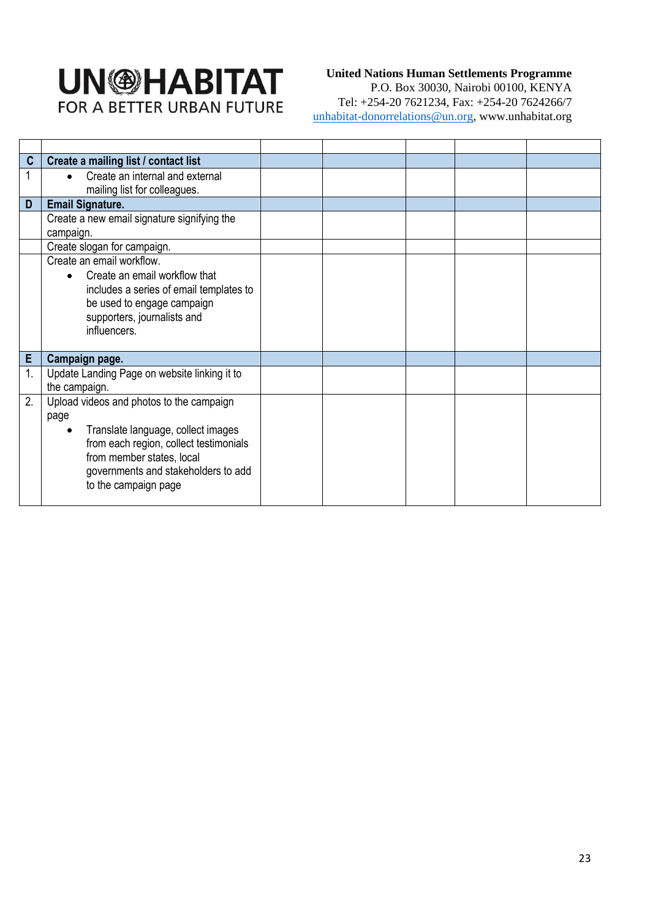**United Nations Human Settlements Programme**
P.O. Box 30030, Nairobi 00100, KENYA
Tel: +254-20 7621234, Fax: +254-20 7624266/7
unhabitat-donorrelations@un.org, www.unhabitat.org

| | | | | | | |
|---|---|---|---|---|---|---|
| **C** | **Create a mailing list / contact list** | | | | | |
| 1 | • Create an internal and external mailing list for colleagues. | | | | | |
| **D** | **Email Signature.** | | | | | |
| | Create a new email signature signifying the campaign. | | | | | |
| | Create slogan for campaign. | | | | | |
| | Create an email workflow. • Create an email workflow that includes a series of email templates to be used to engage campaign supporters, journalists and influencers. | | | | | |
| **E** | **Campaign page.** | | | | | |
| 1. | Update Landing Page on website linking it to the campaign. | | | | | |
| 2. | Upload videos and photos to the campaign page • Translate language, collect images from each region, collect testimonials from member states, local governments and stakeholders to add to the campaign page | | | | | |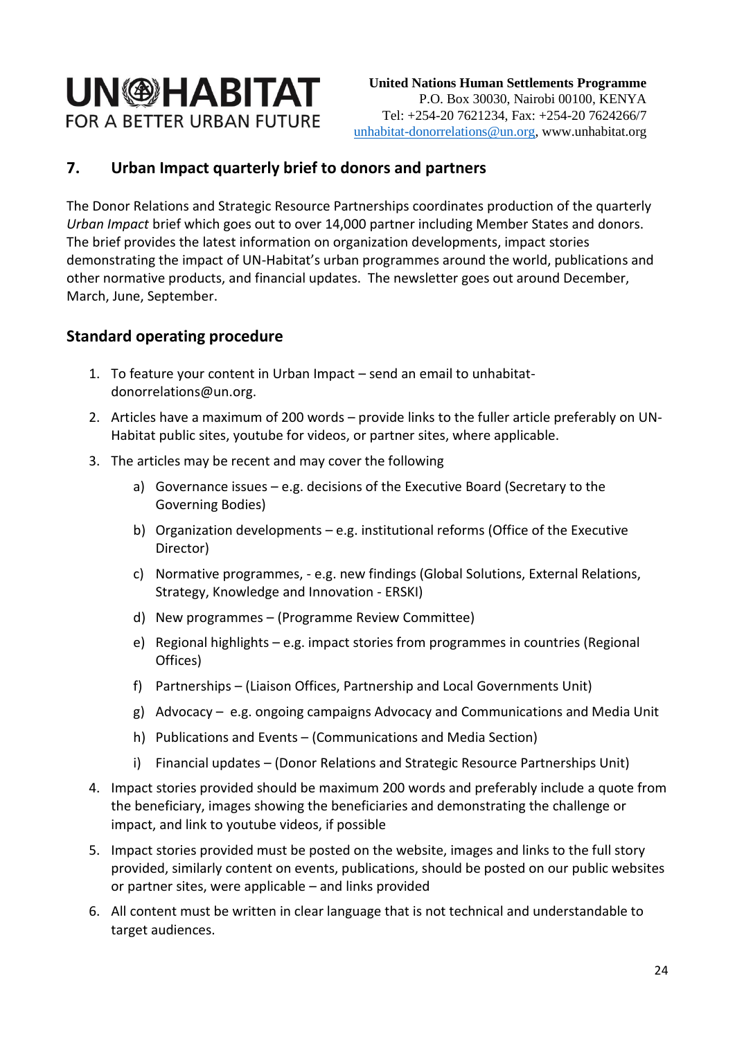## 7. Urban Impact quarterly brief to donors and partners

The Donor Relations and Strategic Resource Partnerships coordinates production of the quarterly *Urban Impact* brief which goes out to over 14,000 partner including Member States and donors. The brief provides the latest information on organization developments, impact stories demonstrating the impact of UN-Habitat's urban programmes around the world, publications and other normative products, and financial updates. The newsletter goes out around December, March, June, September.

### Standard operating procedure

1. To feature your content in Urban Impact – send an email to unhabitat-donorrelations@un.org.
2. Articles have a maximum of 200 words – provide links to the fuller article preferably on UN-Habitat public sites, youtube for videos, or partner sites, where applicable.
3. The articles may be recent and may cover the following
    a) Governance issues – e.g. decisions of the Executive Board (Secretary to the Governing Bodies)
    b) Organization developments – e.g. institutional reforms (Office of the Executive Director)
    c) Normative programmes, - e.g. new findings (Global Solutions, External Relations, Strategy, Knowledge and Innovation - ERSKI)
    d) New programmes – (Programme Review Committee)
    e) Regional highlights – e.g. impact stories from programmes in countries (Regional Offices)
    f) Partnerships – (Liaison Offices, Partnership and Local Governments Unit)
    g) Advocacy – e.g. ongoing campaigns Advocacy and Communications and Media Unit
    h) Publications and Events – (Communications and Media Section)
    i) Financial updates – (Donor Relations and Strategic Resource Partnerships Unit)
4. Impact stories provided should be maximum 200 words and preferably include a quote from the beneficiary, images showing the beneficiaries and demonstrating the challenge or impact, and link to youtube videos, if possible
5. Impact stories provided must be posted on the website, images and links to the full story provided, similarly content on events, publications, should be posted on our public websites or partner sites, were applicable – and links provided
6. All content must be written in clear language that is not technical and understandable to target audiences.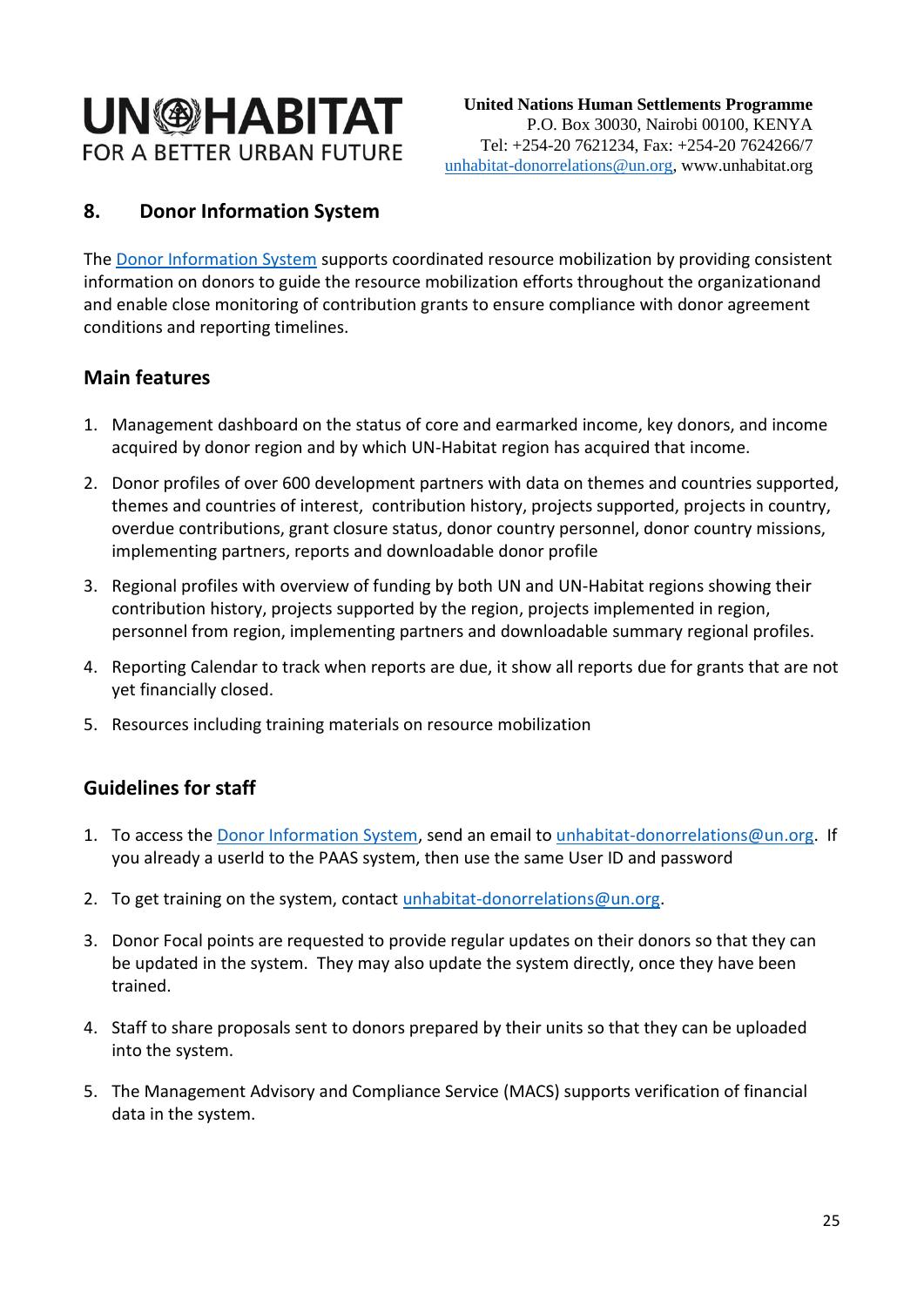## 8. Donor Information System

The Donor Information System supports coordinated resource mobilization by providing consistent information on donors to guide the resource mobilization efforts throughout the organizationand and enable close monitoring of contribution grants to ensure compliance with donor agreement conditions and reporting timelines.

### Main features

1. Management dashboard on the status of core and earmarked income, key donors, and income acquired by donor region and by which UN-Habitat region has acquired that income.
2. Donor profiles of over 600 development partners with data on themes and countries supported, themes and countries of interest, contribution history, projects supported, projects in country, overdue contributions, grant closure status, donor country personnel, donor country missions, implementing partners, reports and downloadable donor profile
3. Regional profiles with overview of funding by both UN and UN-Habitat regions showing their contribution history, projects supported by the region, projects implemented in region, personnel from region, implementing partners and downloadable summary regional profiles.
4. Reporting Calendar to track when reports are due, it show all reports due for grants that are not yet financially closed.
5. Resources including training materials on resource mobilization

### Guidelines for staff

1. To access the Donor Information System, send an email to unhabitat-donorrelations@un.org. If you already a userId to the PAAS system, then use the same User ID and password
2. To get training on the system, contact unhabitat-donorrelations@un.org.
3. Donor Focal points are requested to provide regular updates on their donors so that they can be updated in the system. They may also update the system directly, once they have been trained.
4. Staff to share proposals sent to donors prepared by their units so that they can be uploaded into the system.
5. The Management Advisory and Compliance Service (MACS) supports verification of financial data in the system.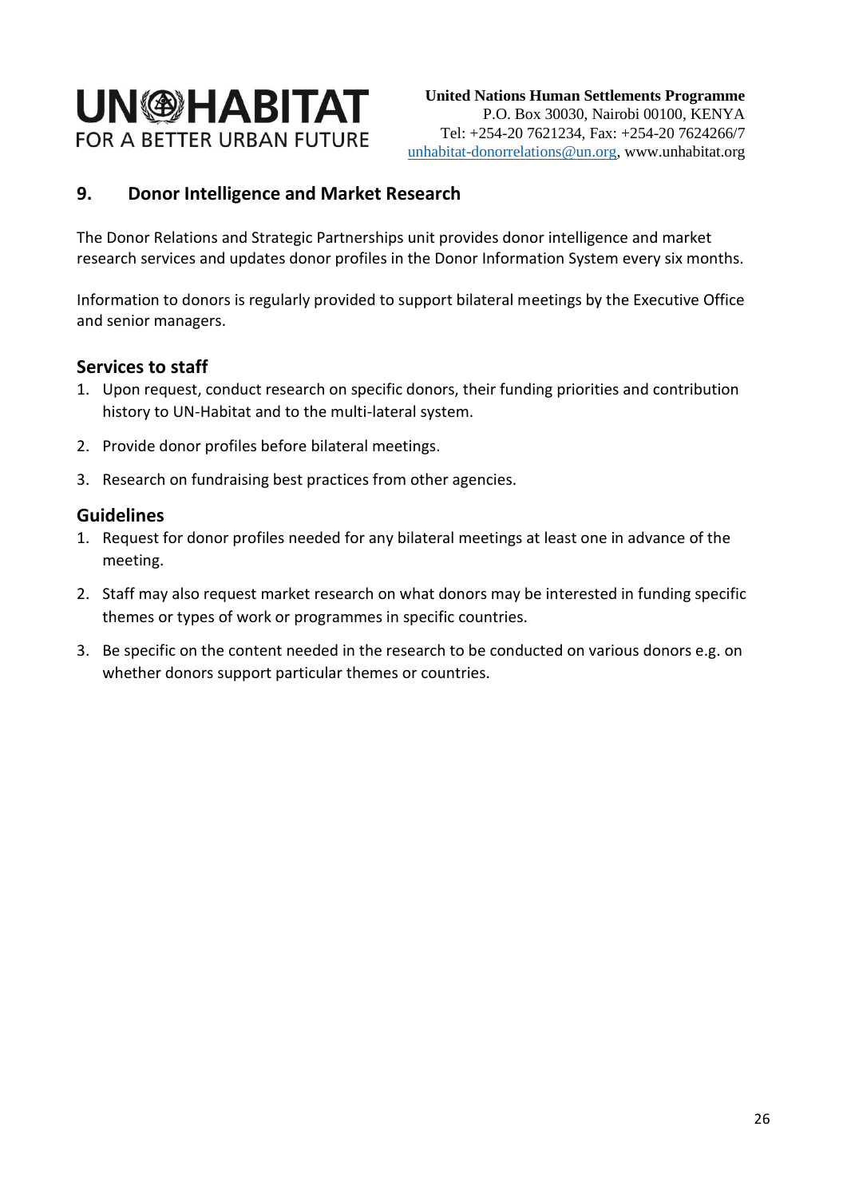## 9. Donor Intelligence and Market Research

The Donor Relations and Strategic Partnerships unit provides donor intelligence and market research services and updates donor profiles in the Donor Information System every six months.

Information to donors is regularly provided to support bilateral meetings by the Executive Office and senior managers.

### Services to staff

1. Upon request, conduct research on specific donors, their funding priorities and contribution history to UN-Habitat and to the multi-lateral system.
2. Provide donor profiles before bilateral meetings.
3. Research on fundraising best practices from other agencies.

### Guidelines

1. Request for donor profiles needed for any bilateral meetings at least one in advance of the meeting.
2. Staff may also request market research on what donors may be interested in funding specific themes or types of work or programmes in specific countries.
3. Be specific on the content needed in the research to be conducted on various donors e.g. on whether donors support particular themes or countries.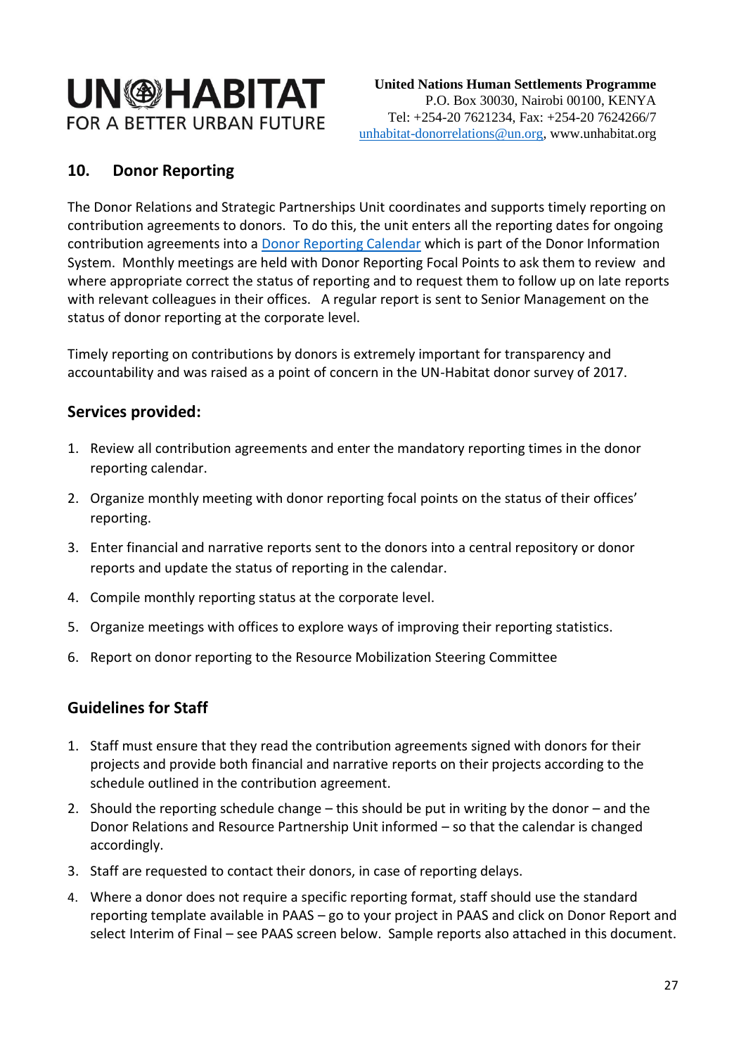**United Nations Human Settlements Programme**
P.O. Box 30030, Nairobi 00100, KENYA
Tel: +254-20 7621234, Fax: +254-20 7624266/7
unhabitat-donorrelations@un.org, www.unhabitat.org

## 10. Donor Reporting

The Donor Relations and Strategic Partnerships Unit coordinates and supports timely reporting on contribution agreements to donors. To do this, the unit enters all the reporting dates for ongoing contribution agreements into a Donor Reporting Calendar which is part of the Donor Information System. Monthly meetings are held with Donor Reporting Focal Points to ask them to review and where appropriate correct the status of reporting and to request them to follow up on late reports with relevant colleagues in their offices. A regular report is sent to Senior Management on the status of donor reporting at the corporate level.

Timely reporting on contributions by donors is extremely important for transparency and accountability and was raised as a point of concern in the UN-Habitat donor survey of 2017.

### Services provided:

1. Review all contribution agreements and enter the mandatory reporting times in the donor reporting calendar.
2. Organize monthly meeting with donor reporting focal points on the status of their offices' reporting.
3. Enter financial and narrative reports sent to the donors into a central repository or donor reports and update the status of reporting in the calendar.
4. Compile monthly reporting status at the corporate level.
5. Organize meetings with offices to explore ways of improving their reporting statistics.
6. Report on donor reporting to the Resource Mobilization Steering Committee

### Guidelines for Staff

1. Staff must ensure that they read the contribution agreements signed with donors for their projects and provide both financial and narrative reports on their projects according to the schedule outlined in the contribution agreement.
2. Should the reporting schedule change – this should be put in writing by the donor – and the Donor Relations and Resource Partnership Unit informed – so that the calendar is changed accordingly.
3. Staff are requested to contact their donors, in case of reporting delays.
4. Where a donor does not require a specific reporting format, staff should use the standard reporting template available in PAAS – go to your project in PAAS and click on Donor Report and select Interim of Final – see PAAS screen below. Sample reports also attached in this document.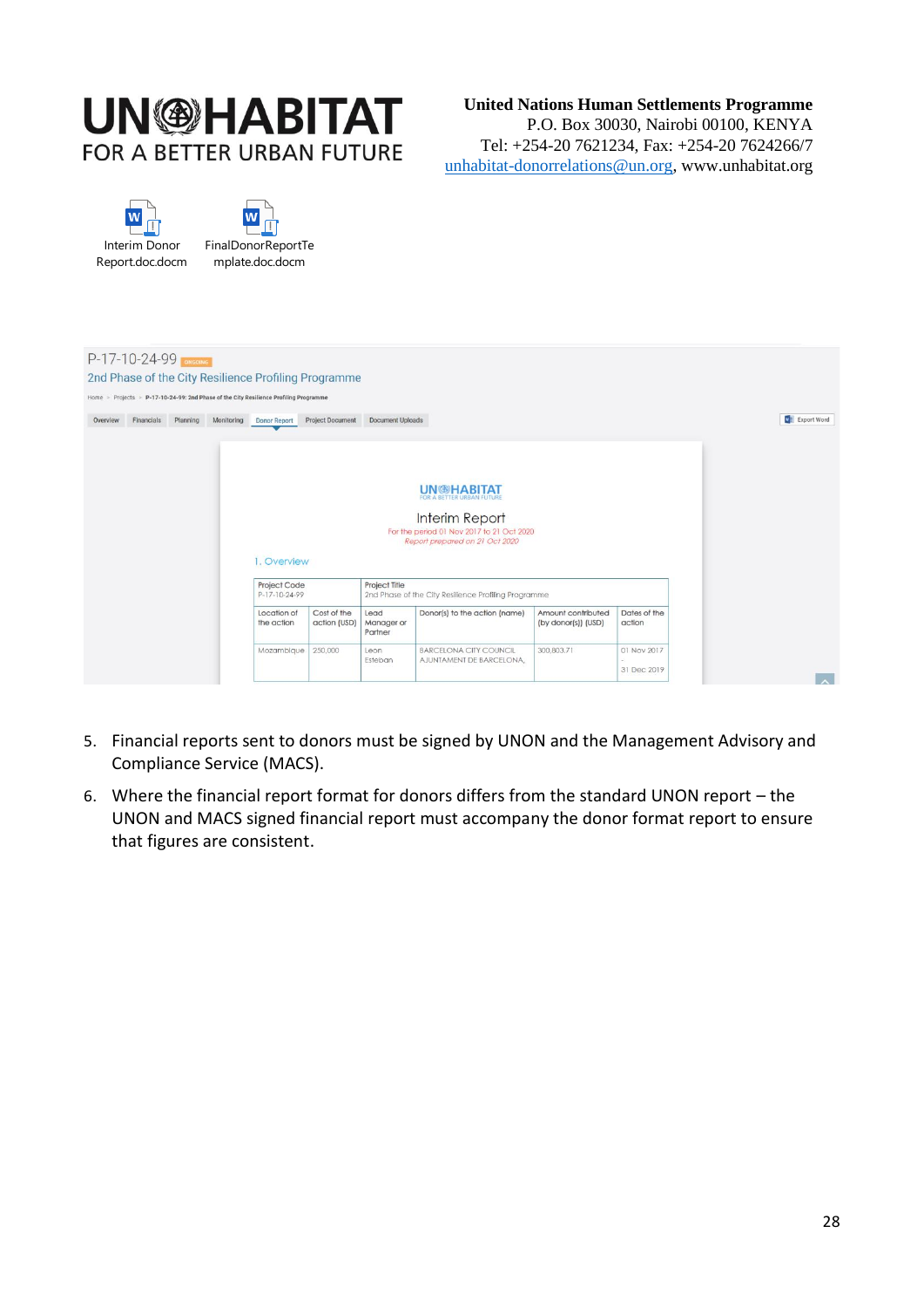**United Nations Human Settlements Programme**
P.O. Box 30030, Nairobi 00100, KENYA
Tel: +254-20 7621234, Fax: +254-20 7624266/7
unhabitat-donorrelations@un.org, www.unhabitat.org

Interim Donor Report.doc.docm

FinalDonorReportTemplate.doc.docm

P-17-10-24-99 ONGOING

2nd Phase of the City Resilience Profiling Programme

Home > Projects > P-17-10-24-99: 2nd Phase of the City Resilience Profiling Programme

Overview | Financials | Planning | Monitoring | Donor Report | Project Document | Document Uploads

Export Word

UN-HABITAT
FOR A BETTER URBAN FUTURE

Interim Report

For the period 01 Nov 2017 to 21 Oct 2020

*Report prepared on 21 Oct 2020*

1. Overview

| Project Code P-17-10-24-99 | | Project Title 2nd Phase of the City Resilience Profiling Programme | | | |
|---|---|---|---|---|---|
| Location of the action | Cost of the action (USD) | Lead Manager or Partner | Donor(s) to the action (name) | Amount contributed (by donor(s)) (USD) | Dates of the action |
| Mozambique | 250,000 | Leon Esteban | BARCELONA CITY COUNCIL AJUNTAMENT DE BARCELONA, | 300,803.71 | 01 Nov 2017 - 31 Dec 2019 |

5. Financial reports sent to donors must be signed by UNON and the Management Advisory and Compliance Service (MACS).

6. Where the financial report format for donors differs from the standard UNON report – the UNON and MACS signed financial report must accompany the donor format report to ensure that figures are consistent.